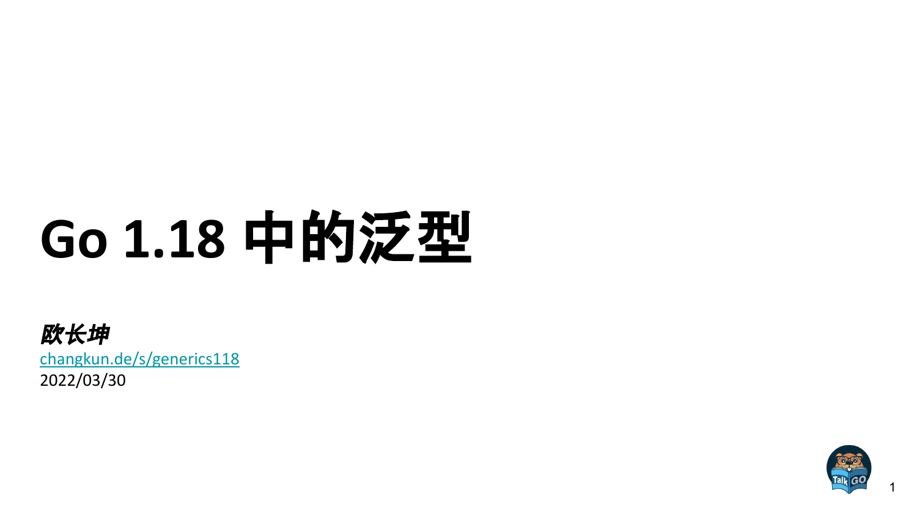# Go 1.18 中的泛型

***欧长坤***

[changkun.de/s/generics118](changkun.de/s/generics118)

2022/03/30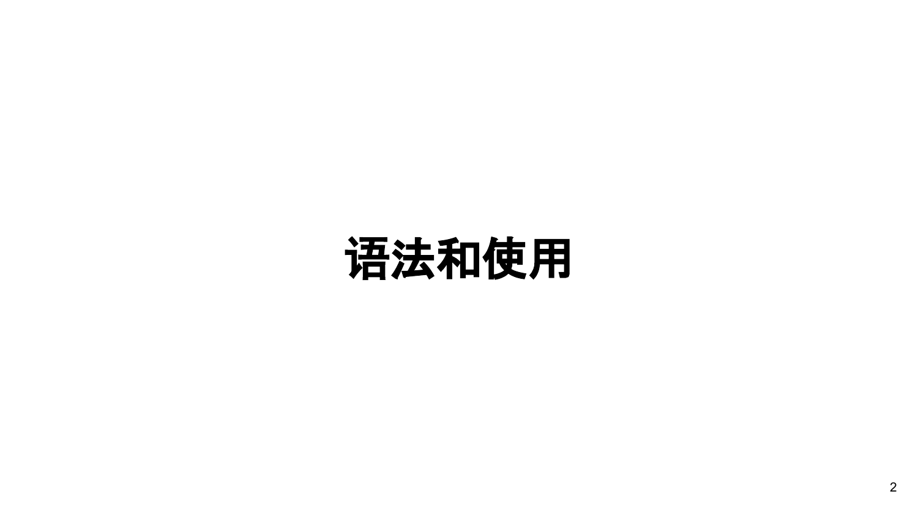# 语法和使用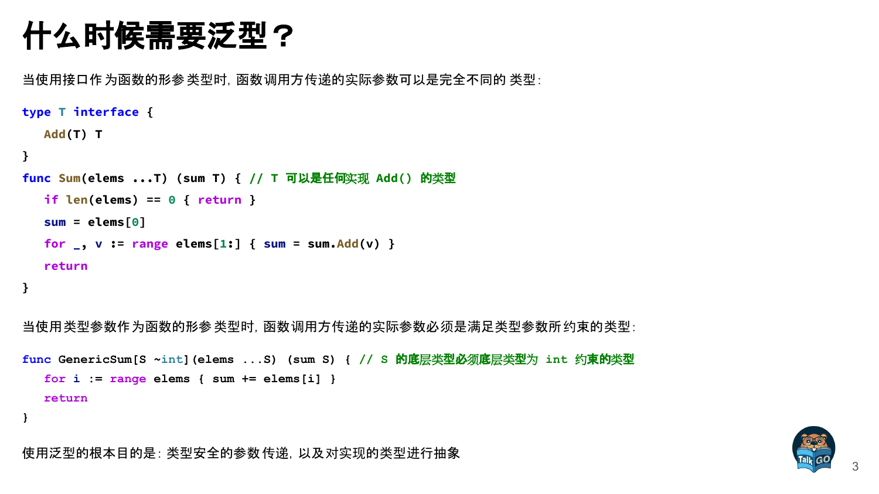# 什么时候需要泛型？

当使用接口作为函数的形参类型时，函数调用方传递的实际参数可以是完全不同的类型：

```go
type T interface {
   Add(T) T
}
func Sum(elems ...T) (sum T) { // T 可以是任何实现 Add() 的类型
   if len(elems) == 0 { return }
   sum = elems[0]
   for _, v := range elems[1:] { sum = sum.Add(v) }
   return
}
```

当使用类型参数作为函数的形参类型时，函数调用方传递的实际参数必须是满足类型参数所约束的类型：

```go
func GenericSum[S ~int](elems ...S) (sum S) { // S 的底层类型必须底层类型为 int 约束的类型
   for i := range elems { sum += elems[i] }
   return
}
```

使用泛型的根本目的是：类型安全的参数传递，以及对实现的类型进行抽象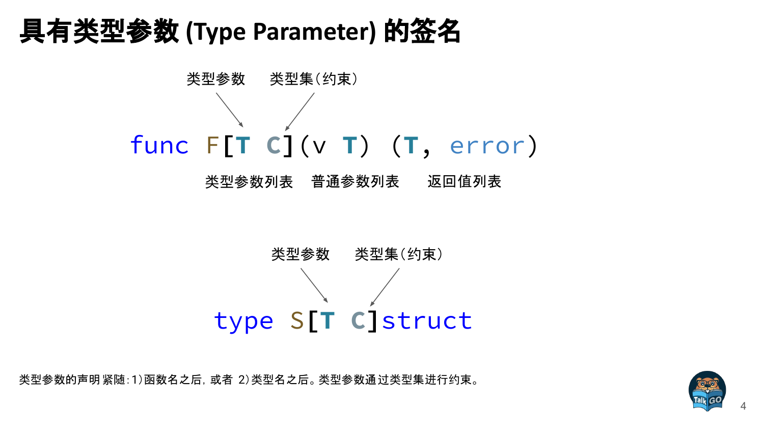# 具有类型参数 (Type Parameter) 的签名

类型参数　　类型集（约束）

```
func F[T C](v T) (T, error)
```

类型参数列表　　普通参数列表　　返回值列表

类型参数　　类型集（约束）

```
type S[T C]struct
```

类型参数的声明紧随：1)函数名之后，或者 2)类型名之后。类型参数通过类型集进行约束。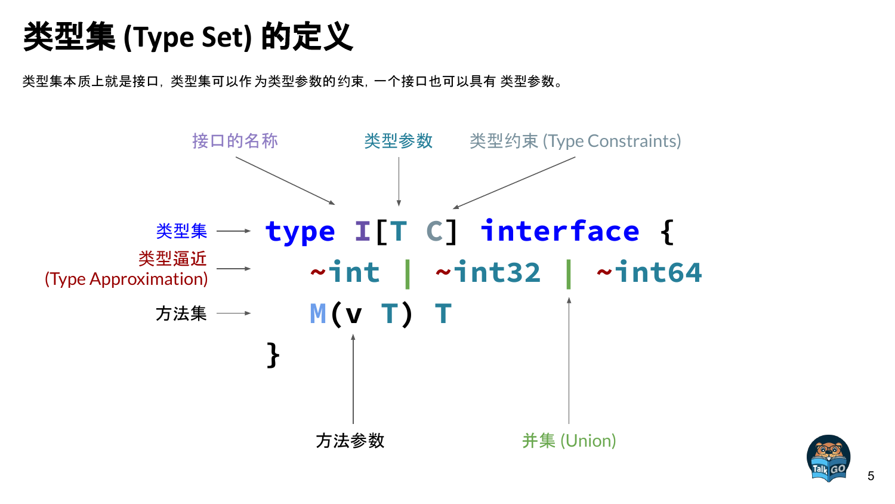# 类型集 (Type Set) 的定义

类型集本质上就是接口，类型集可以作 为类型参数的约束，一个接口也可以具有 类型参数。

接口的名称　　类型参数　　类型约束 (Type Constraints)

```go
type I[T C] interface {
    ~int | ~int32 | ~int64
    M(v T) T
}
```

- 类型集 → `type I[T C] interface {`
- 类型逼近 (Type Approximation) → `~int | ~int32 | ~int64`
- 方法集 → `M(v T) T`
- 方法参数 → `v T`
- 并集 (Union) → `|`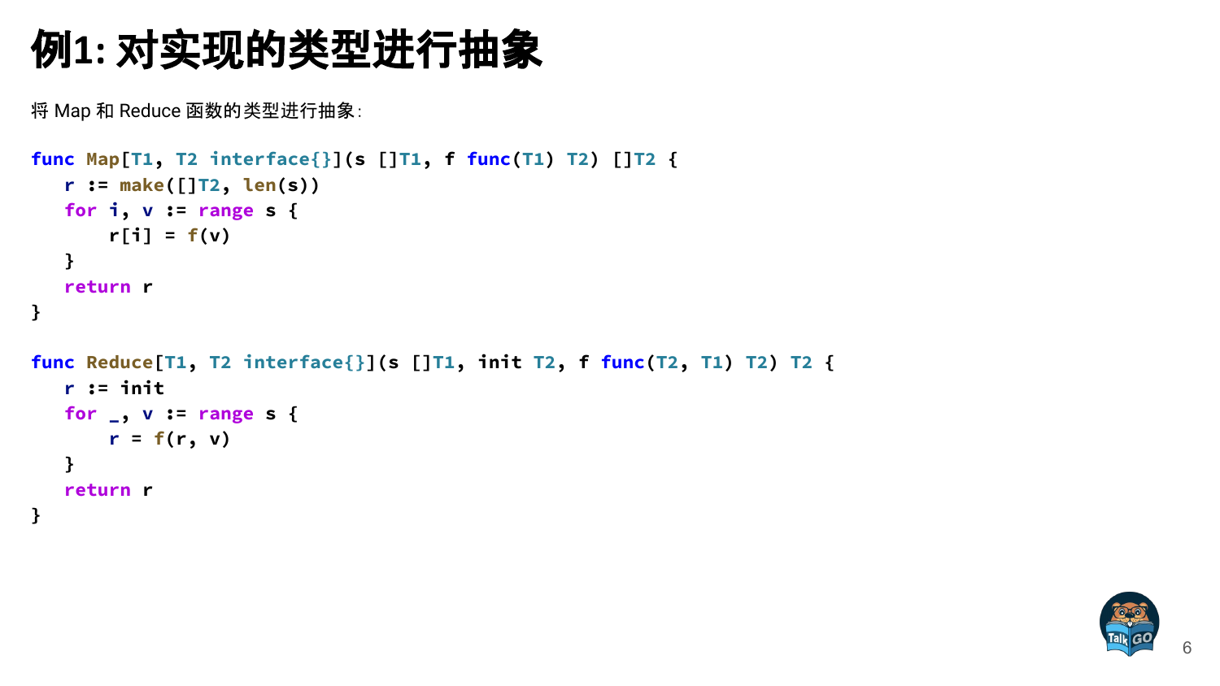# 例1: 对实现的类型进行抽象

将 Map 和 Reduce 函数的类型进行抽象:

```go
func Map[T1, T2 interface{}](s []T1, f func(T1) T2) []T2 {
   r := make([]T2, len(s))
   for i, v := range s {
       r[i] = f(v)
   }
   return r
}

func Reduce[T1, T2 interface{}](s []T1, init T2, f func(T2, T1) T2) T2 {
   r := init
   for _, v := range s {
       r = f(r, v)
   }
   return r
}
```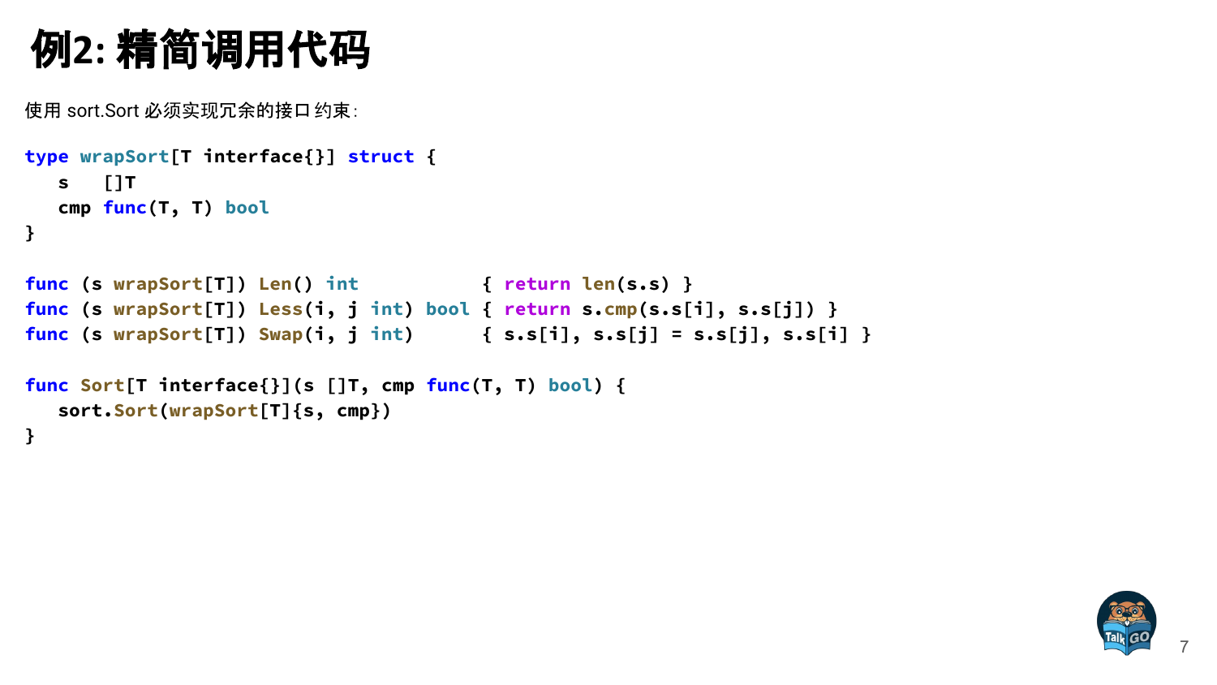# 例2: 精简调用代码

使用 sort.Sort 必须实现冗余的接口约束:

```go
type wrapSort[T interface{}] struct {
   s   []T
   cmp func(T, T) bool
}

func (s wrapSort[T]) Len() int           { return len(s.s) }
func (s wrapSort[T]) Less(i, j int) bool { return s.cmp(s.s[i], s.s[j]) }
func (s wrapSort[T]) Swap(i, j int)      { s.s[i], s.s[j] = s.s[j], s.s[i] }

func Sort[T interface{}](s []T, cmp func(T, T) bool) {
   sort.Sort(wrapSort[T]{s, cmp})
}
```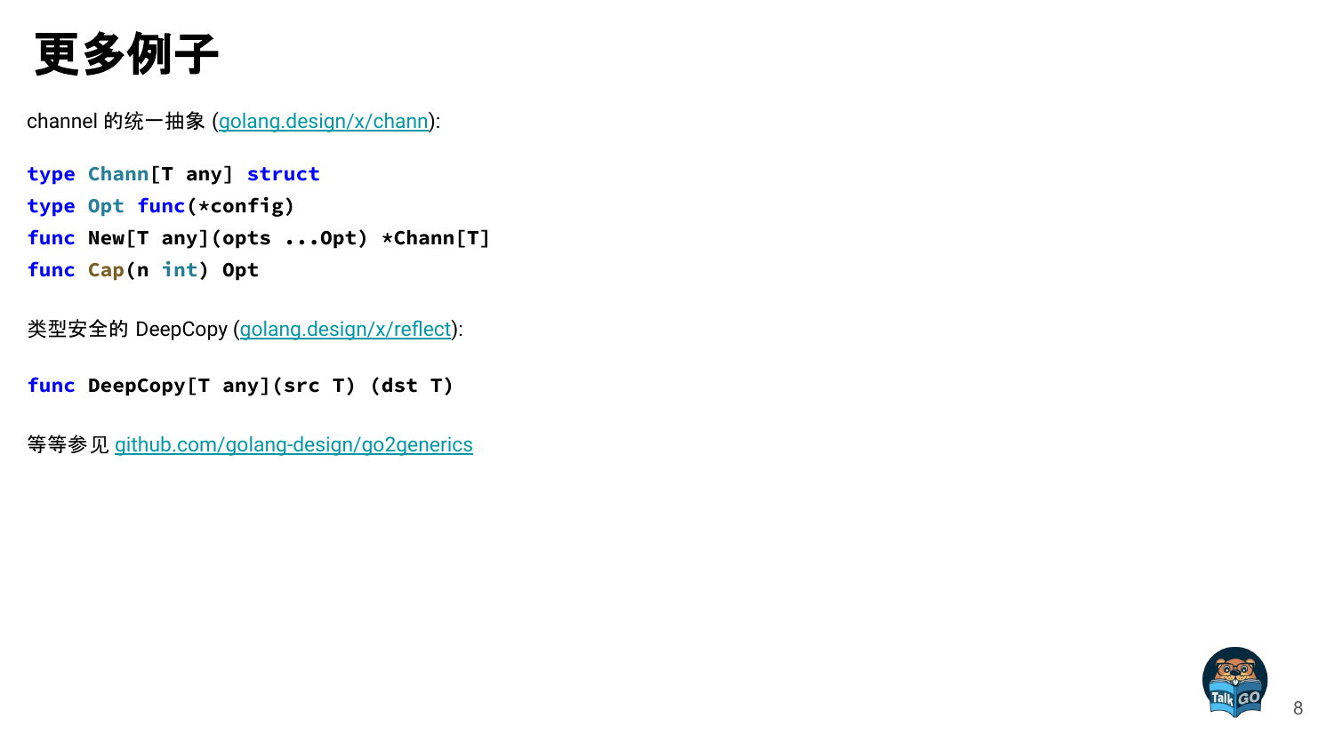# 更多例子

channel 的统一抽象 (golang.design/x/chann):

```go
type Chann[T any] struct
type Opt func(*config)
func New[T any](opts ...Opt) *Chann[T]
func Cap(n int) Opt
```

类型安全的 DeepCopy (golang.design/x/reflect):

```go
func DeepCopy[T any](src T) (dst T)
```

等等参见 github.com/golang-design/go2generics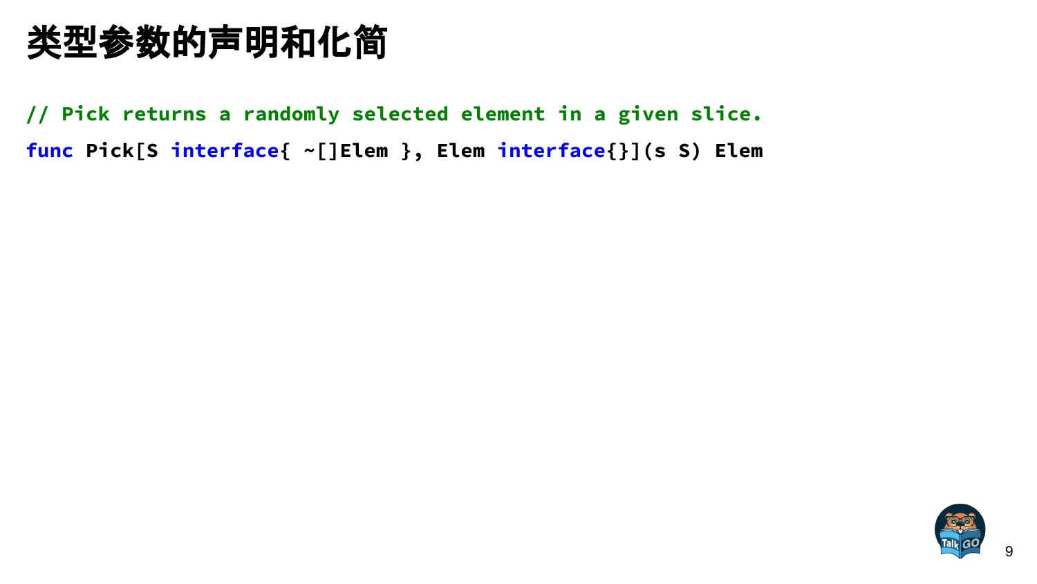# 类型参数的声明和化简

```go
// Pick returns a randomly selected element in a given slice.
func Pick[S interface{ ~[]Elem }, Elem interface{}](s S) Elem
```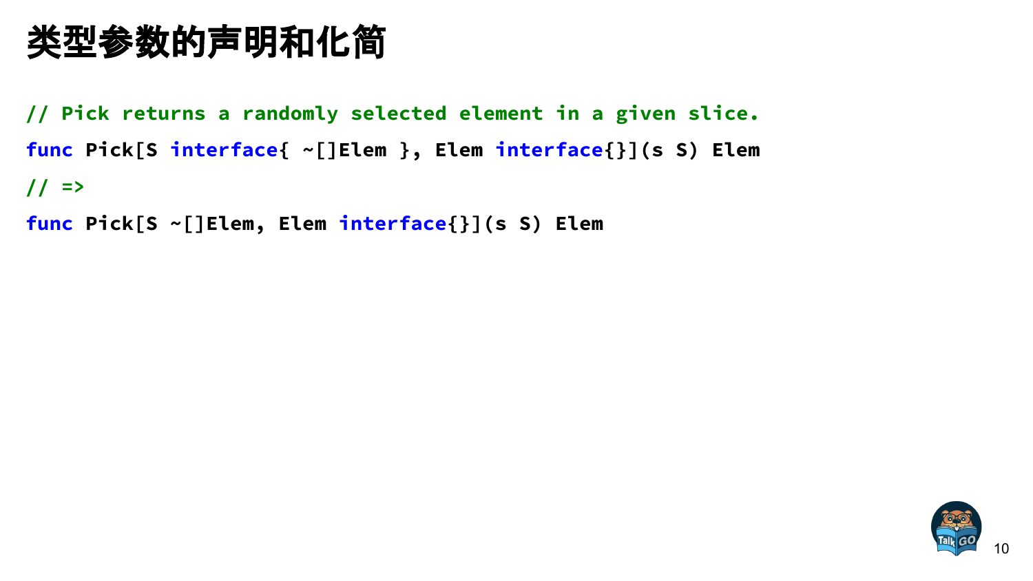# 类型参数的声明和化简

```go
// Pick returns a randomly selected element in a given slice.
func Pick[S interface{ ~[]Elem }, Elem interface{}](s S) Elem
// =>
func Pick[S ~[]Elem, Elem interface{}](s S) Elem
```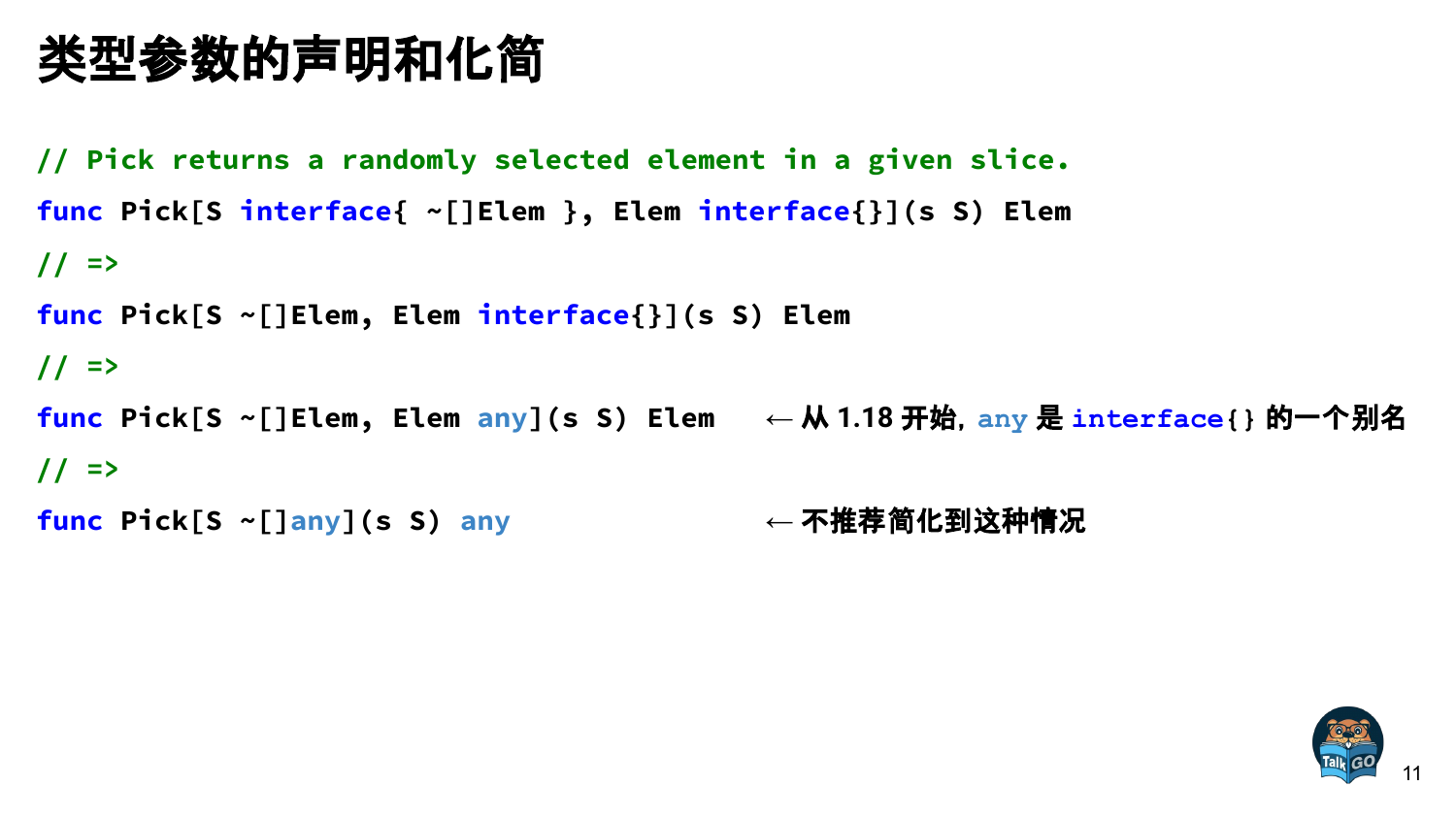# 类型参数的声明和化简

```go
// Pick returns a randomly selected element in a given slice.
func Pick[S interface{ ~[]Elem }, Elem interface{}](s S) Elem
// =>
func Pick[S ~[]Elem, Elem interface{}](s S) Elem
// =>
func Pick[S ~[]Elem, Elem any](s S) Elem      ← 从 1.18 开始，any 是 interface{} 的一个别名
// =>
func Pick[S ~[]any](s S) any                  ← 不推荐简化到这种情况
```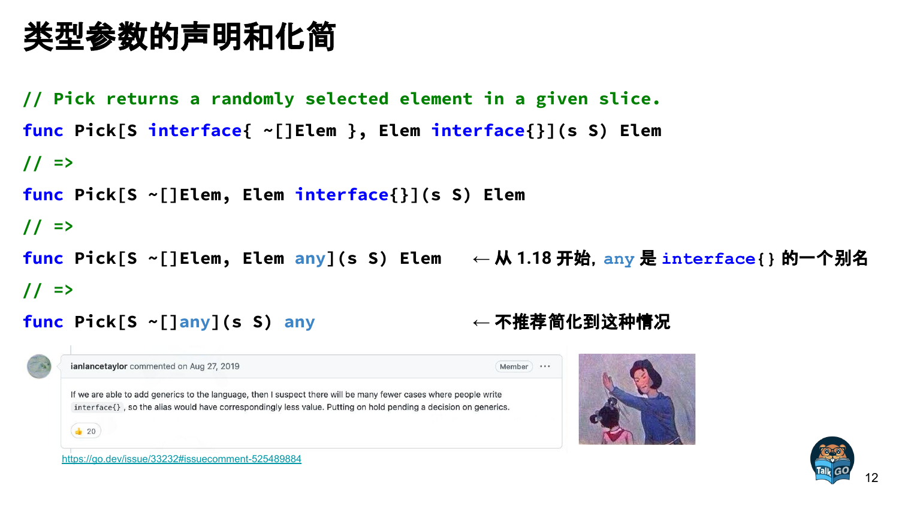# 类型参数的声明和化简

```go
// Pick returns a randomly selected element in a given slice.
func Pick[S interface{ ~[]Elem }, Elem interface{}](s S) Elem
// =>
func Pick[S ~[]Elem, Elem interface{}](s S) Elem
// =>
func Pick[S ~[]Elem, Elem any](s S) Elem      ← 从 1.18 开始，any 是 interface{} 的一个别名
// =>
func Pick[S ~[]any](s S) any                  ← 不推荐简化到这种情况
```

**ianlancetaylor** commented on Aug 27, 2019 — Member

If we are able to add generics to the language, then I suspect there will be many fewer cases where people write `interface{}`, so the alias would have correspondingly less value. Putting on hold pending a decision on generics.

👍 20

https://go.dev/issue/33232#issuecomment-525489884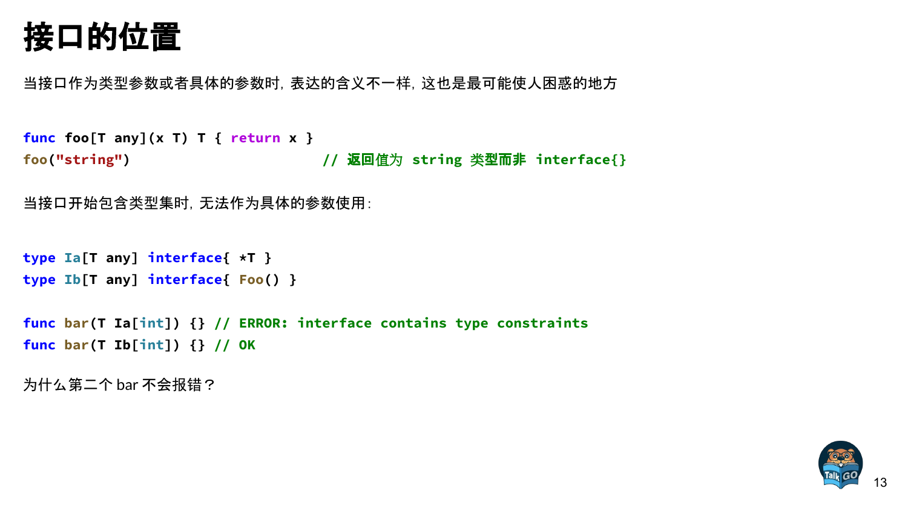# 接口的位置

当接口作为类型参数或者具体的参数时，表达的含义不一样，这也是最可能使人困惑的地方

```go
func foo[T any](x T) T { return x }
foo("string")                          // 返回值为 string 类型而非 interface{}
```

当接口开始包含类型集时，无法作为具体的参数使用：

```go
type Ia[T any] interface{ *T }
type Ib[T any] interface{ Foo() }

func bar(T Ia[int]) {} // ERROR: interface contains type constraints
func bar(T Ib[int]) {} // OK
```

为什么第二个 bar 不会报错？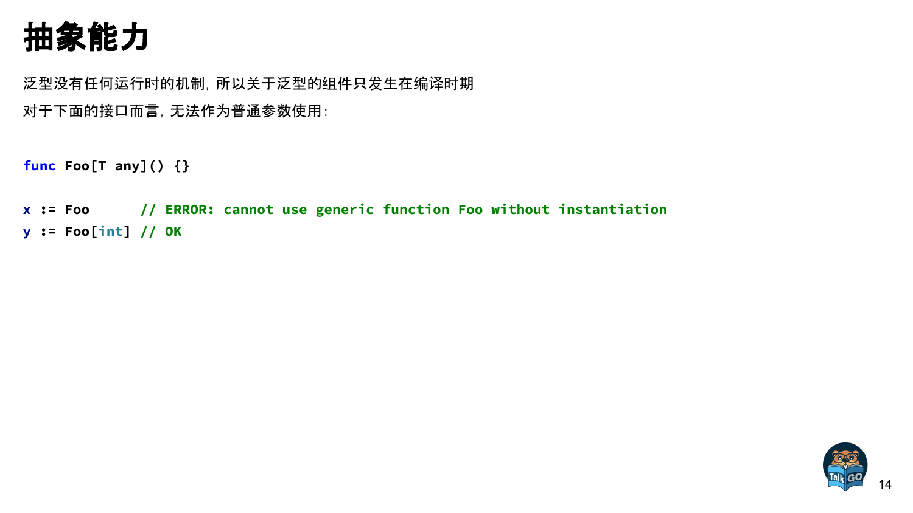# 抽象能力

泛型没有任何运行时的机制，所以关于泛型的组件只发生在编译时期

对于下面的接口而言，无法作为普通参数使用：

```go
func Foo[T any]() {}

x := Foo      // ERROR: cannot use generic function Foo without instantiation
y := Foo[int] // OK
```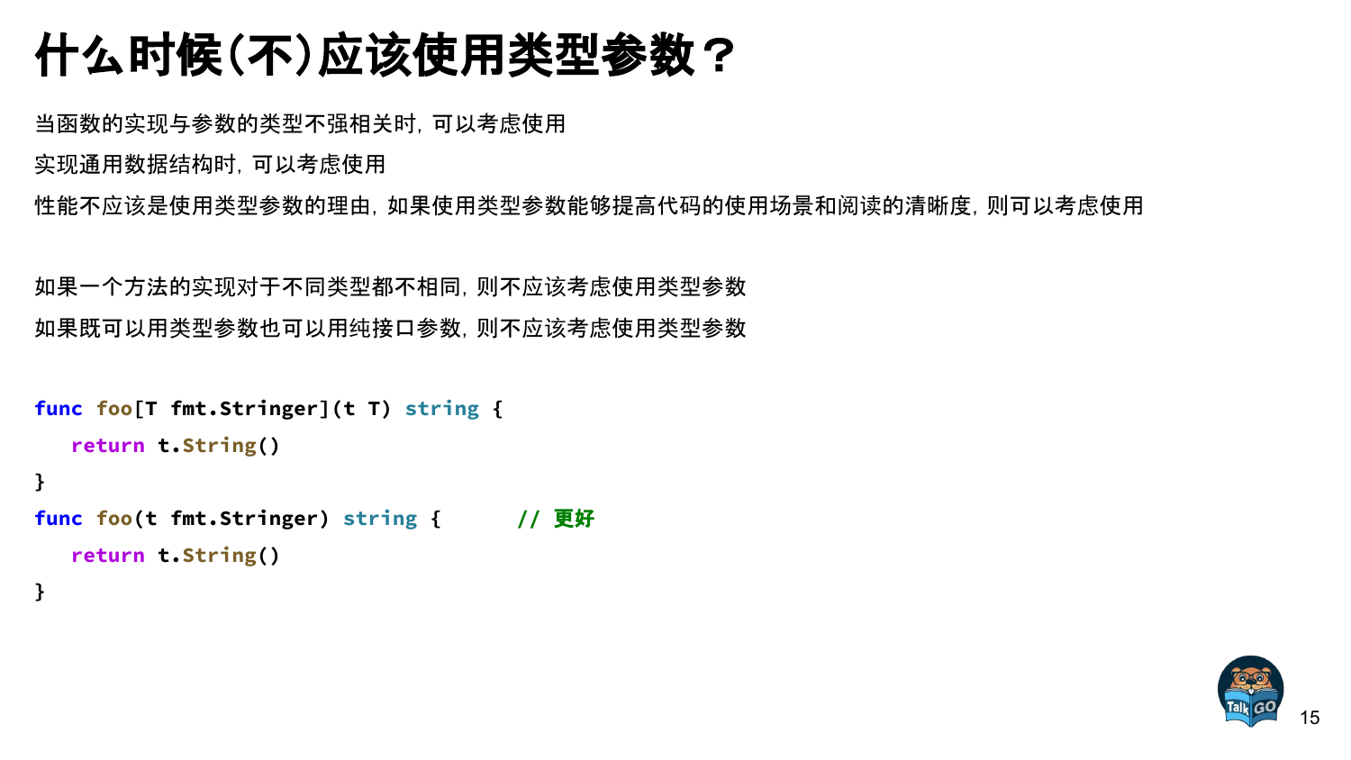# 什么时候(不)应该使用类型参数？

当函数的实现与参数的类型不强相关时，可以考虑使用

实现通用数据结构时，可以考虑使用

性能不应该是使用类型参数的理由，如果使用类型参数能够提高代码的使用场景和阅读的清晰度，则可以考虑使用

如果一个方法的实现对于不同类型都不相同，则不应该考虑使用类型参数

如果既可以用类型参数也可以用纯接口参数，则不应该考虑使用类型参数

```go
func foo[T fmt.Stringer](t T) string {
	return t.String()
}
func foo(t fmt.Stringer) string {      // 更好
	return t.String()
}
```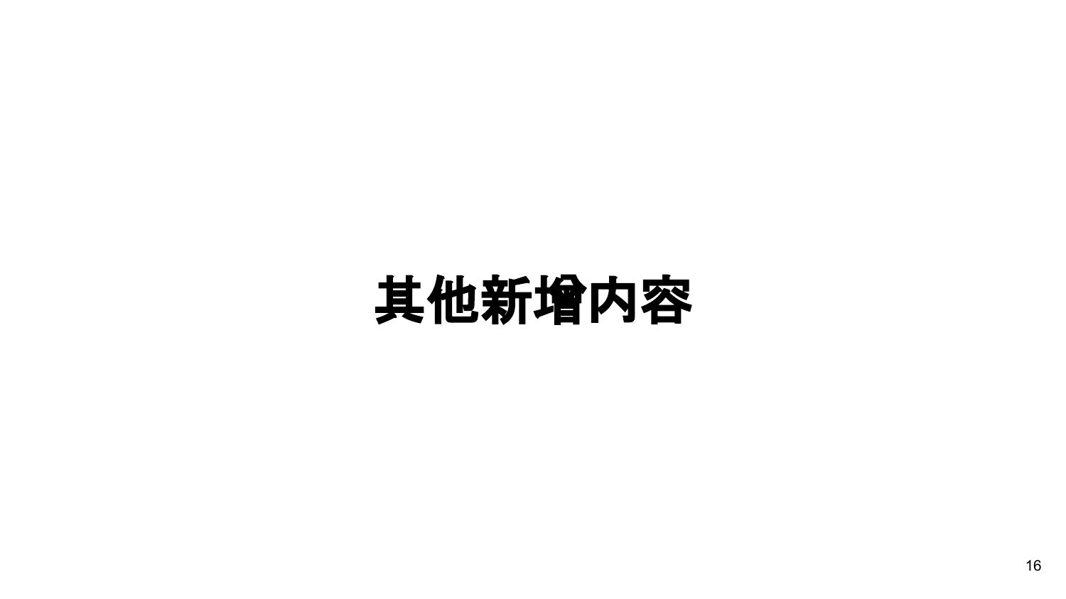# 其他新增内容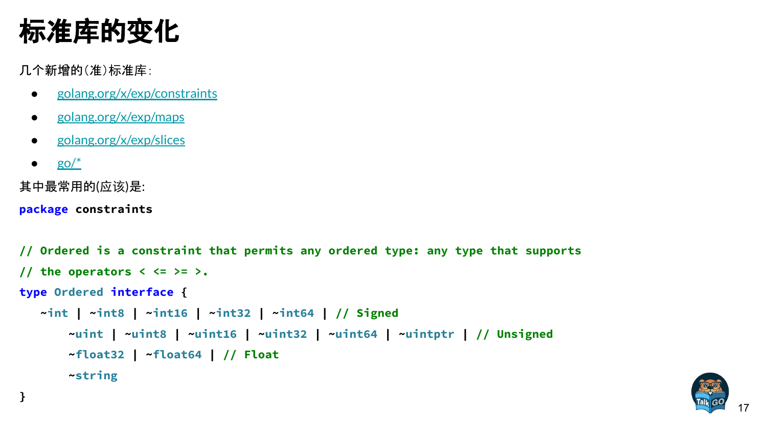# 标准库的变化

几个新增的(准)标准库:

- golang.org/x/exp/constraints
- golang.org/x/exp/maps
- golang.org/x/exp/slices
- go/*

其中最常用的(应该)是:

```go
package constraints

// Ordered is a constraint that permits any ordered type: any type that supports
// the operators < <= >= >.
type Ordered interface {
   ~int | ~int8 | ~int16 | ~int32 | ~int64 | // Signed
       ~uint | ~uint8 | ~uint16 | ~uint32 | ~uint64 | ~uintptr | // Unsigned
       ~float32 | ~float64 | // Float
       ~string
}
```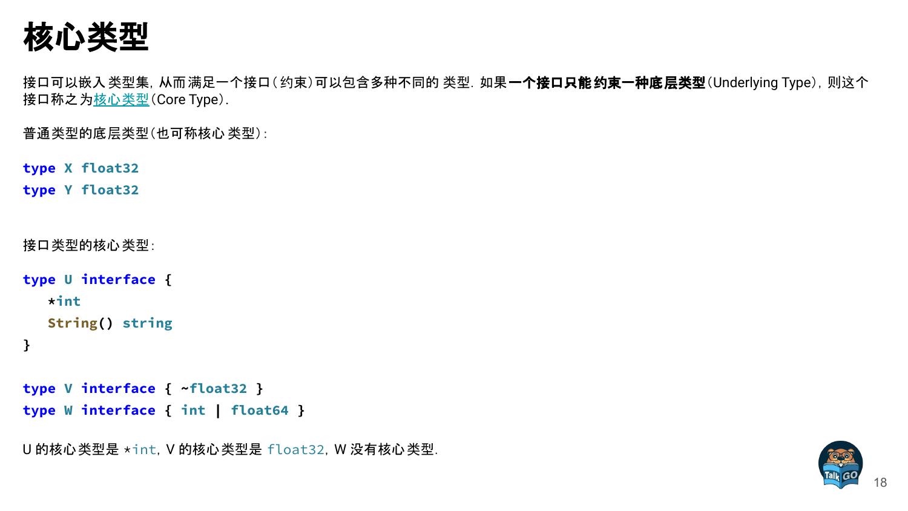# 核心类型

接口可以嵌入类型集，从而满足一个接口（约束）可以包含多种不同的 类型. 如果**一个接口只能约束一种底层类型**（Underlying Type），则这个接口称之为核心类型（Core Type）.

普通类型的底层类型（也可称核心 类型）:

```
type X float32
type Y float32
```

接口类型的核心类型:

```
type U interface {
    *int
    String() string
}

type V interface { ~float32 }
type W interface { int | float64 }
```

U 的核心类型是 `*int`, V 的核心类型是 `float32`, W 没有核心类型.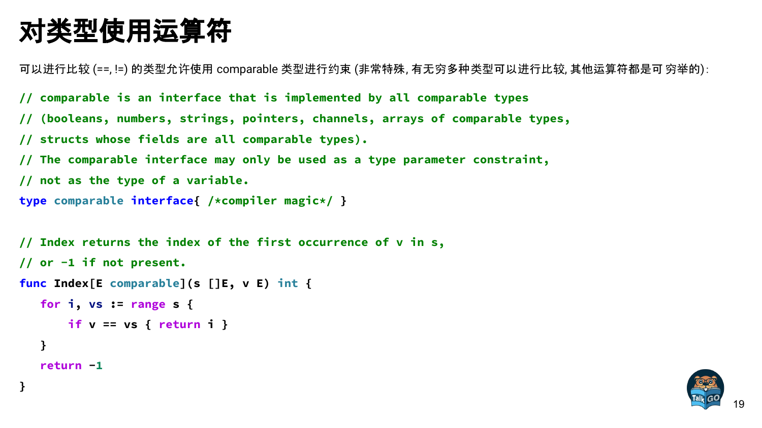# 对类型使用运算符

可以进行比较 (==, !=) 的类型允许使用 comparable 类型进行约束 (非常特殊, 有无穷多种类型可以进行比较, 其他运算符都是可 穷举的):

```go
// comparable is an interface that is implemented by all comparable types
// (booleans, numbers, strings, pointers, channels, arrays of comparable types,
// structs whose fields are all comparable types).
// The comparable interface may only be used as a type parameter constraint,
// not as the type of a variable.
type comparable interface{ /*compiler magic*/ }

// Index returns the index of the first occurrence of v in s,
// or -1 if not present.
func Index[E comparable](s []E, v E) int {
   for i, vs := range s {
       if v == vs { return i }
   }
   return -1
}
```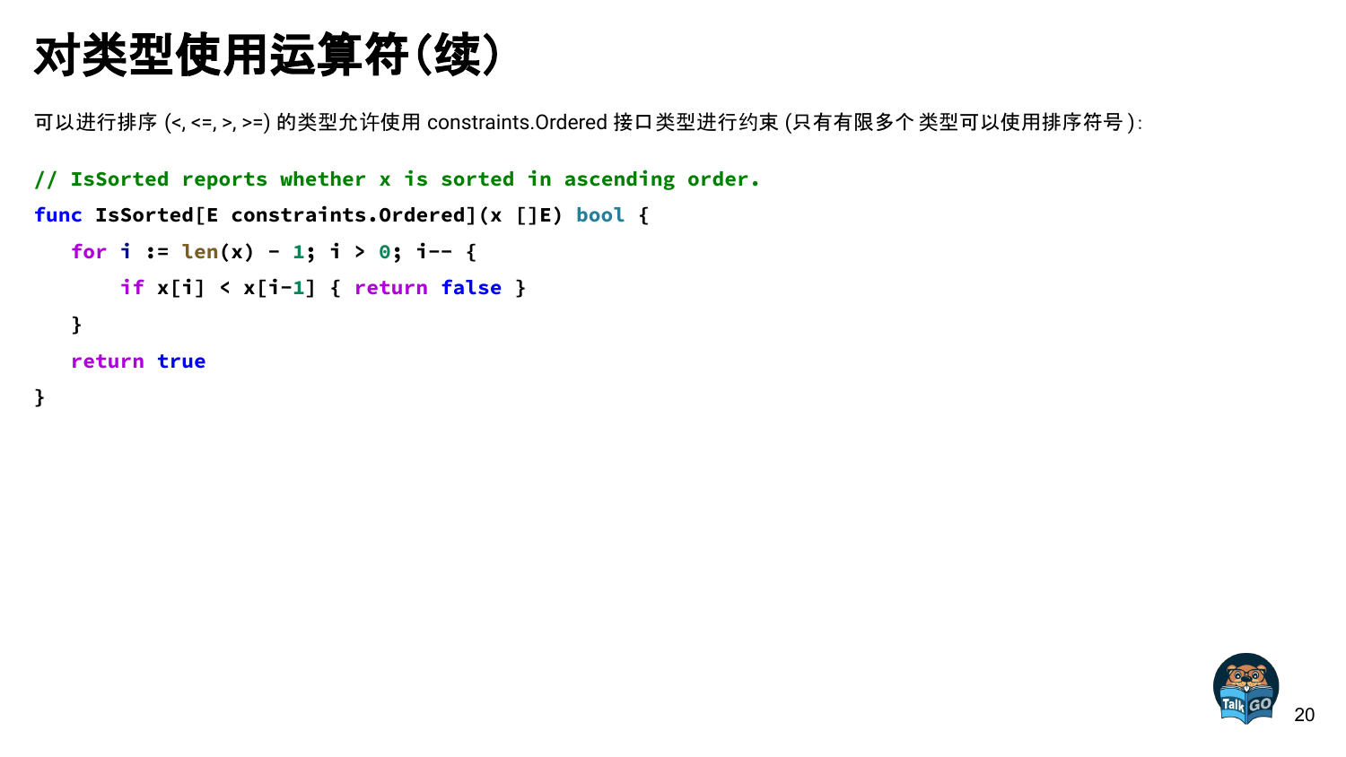# 对类型使用运算符(续)

可以进行排序 (<, <=, >, >=) 的类型允许使用 constraints.Ordered 接口类型进行约束 (只有有限多个 类型可以使用排序符号 ):

```go
// IsSorted reports whether x is sorted in ascending order.
func IsSorted[E constraints.Ordered](x []E) bool {
   for i := len(x) - 1; i > 0; i-- {
       if x[i] < x[i-1] { return false }
   }
   return true
}
```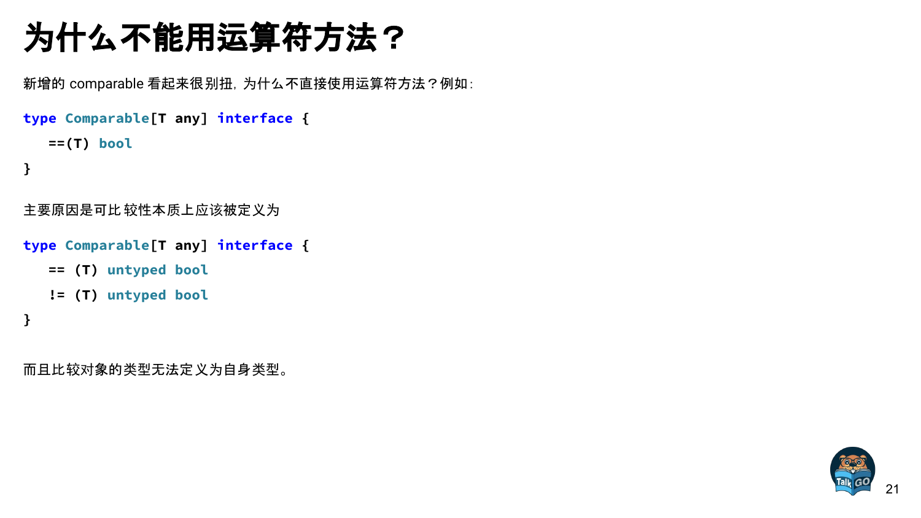# 为什么不能用运算符方法？

新增的 comparable 看起来很别扭，为什么不直接使用运算符方法？例如：

```
type Comparable[T any] interface {
   ==(T) bool
}
```

主要原因是可比较性本质上应该被定义为

```
type Comparable[T any] interface {
   == (T) untyped bool
   != (T) untyped bool
}
```

而且比较对象的类型无法定义为自身类型。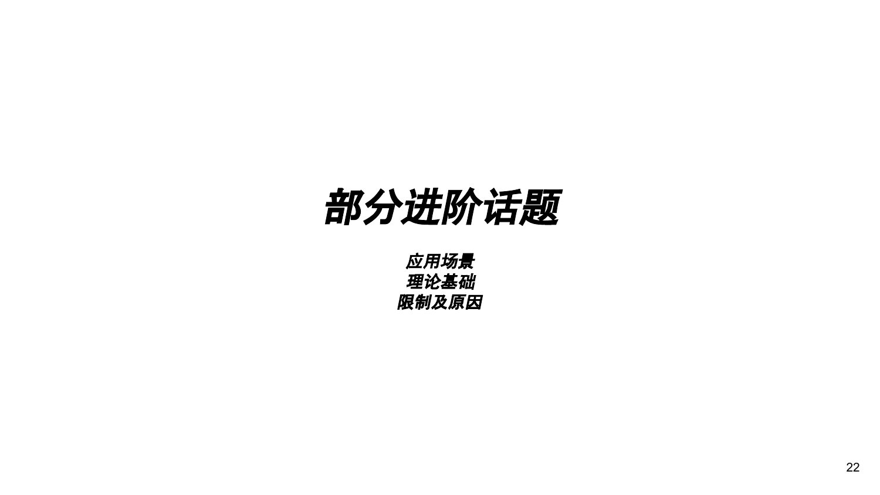# *部分进阶话题*

***应用场景***
***理论基础***
***限制及原因***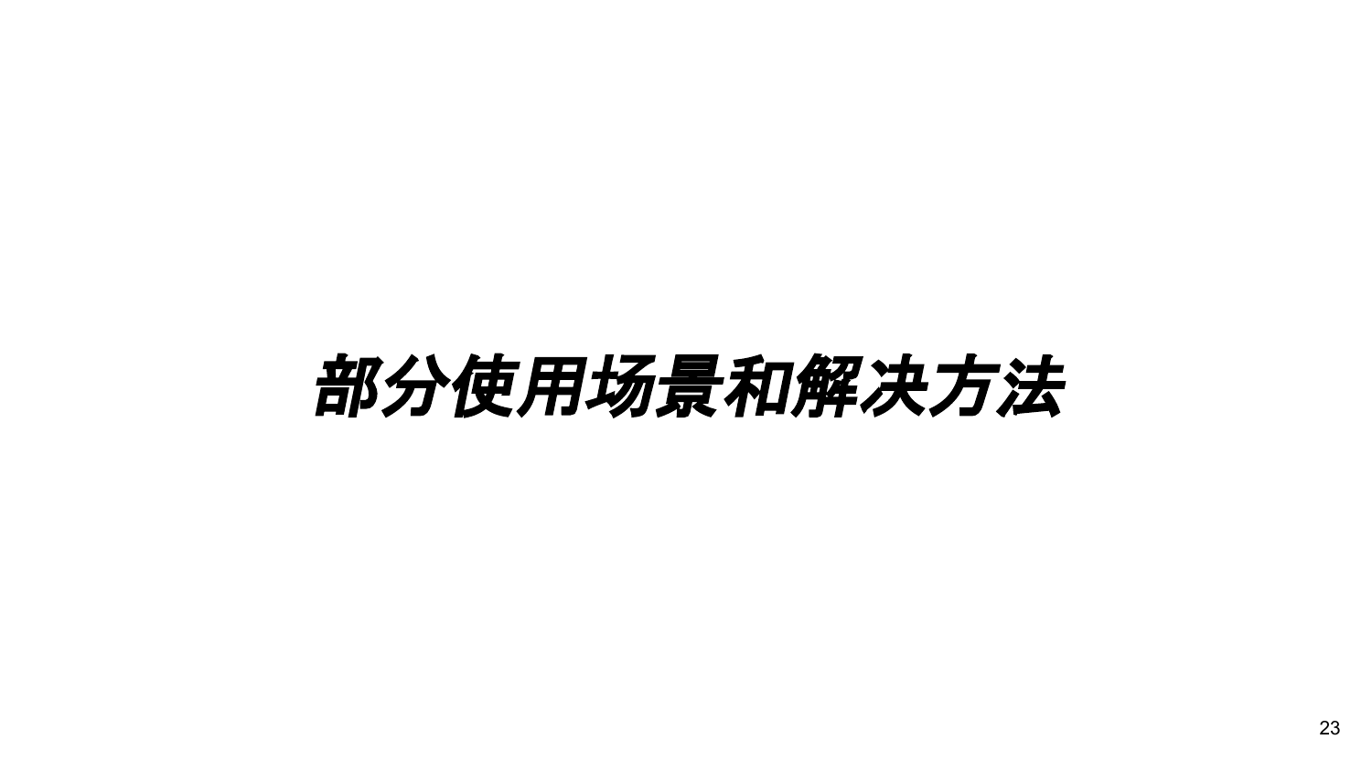# *部分使用场景和解决方法*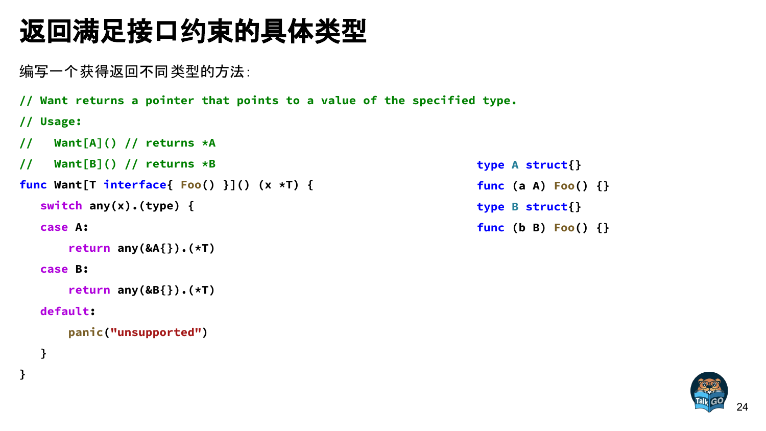# 返回满足接口约束的具体类型

编写一个获得返回不同类型的方法：

```go
// Want returns a pointer that points to a value of the specified type.
// Usage:
//   Want[A]() // returns *A
//   Want[B]() // returns *B
func Want[T interface{ Foo() }]() (x *T) {
   switch any(x).(type) {
   case A:
       return any(&A{}).(*T)
   case B:
       return any(&B{}).(*T)
   default:
       panic("unsupported")
   }
}
```

```go
type A struct{}
func (a A) Foo() {}
type B struct{}
func (b B) Foo() {}
```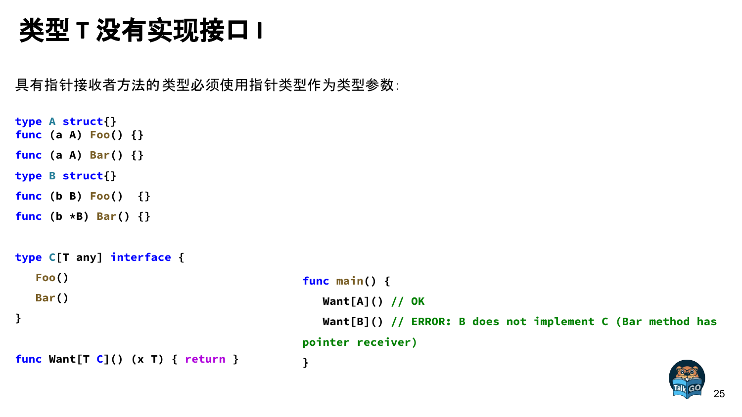# 类型 T 没有实现接口 I

具有指针接收者方法的类型必须使用指针类型作为类型参数:

```go
type A struct{}
func (a A) Foo() {}

func (a A) Bar() {}

type B struct{}

func (b B) Foo()  {}

func (b *B) Bar() {}

type C[T any] interface {
   Foo()
   Bar()
}

func Want[T C]() (x T) { return }
```

```go
func main() {
   Want[A]() // OK
   Want[B]() // ERROR: B does not implement C (Bar method has pointer receiver)
}
```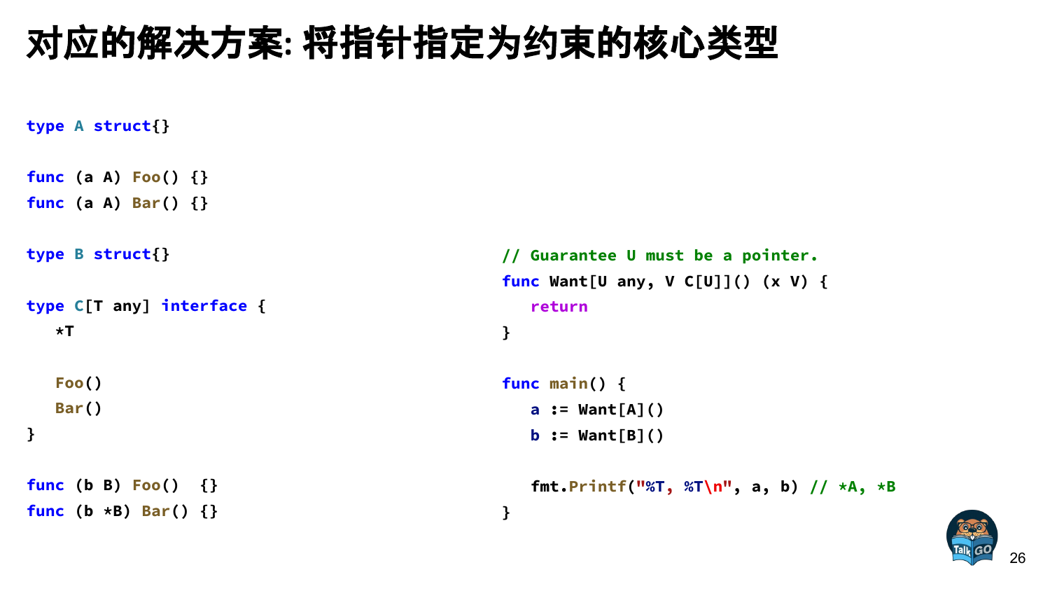# 对应的解决方案: 将指针指定为约束的核心类型

```go
type A struct{}

func (a A) Foo() {}
func (a A) Bar() {}

type B struct{}

type C[T any] interface {
	*T

	Foo()
	Bar()
}

func (b B) Foo()  {}
func (b *B) Bar() {}
```

```go
// Guarantee U must be a pointer.
func Want[U any, V C[U]]() (x V) {
	return
}

func main() {
	a := Want[A]()
	b := Want[B]()

	fmt.Printf("%T, %T\n", a, b) // *A, *B
}
```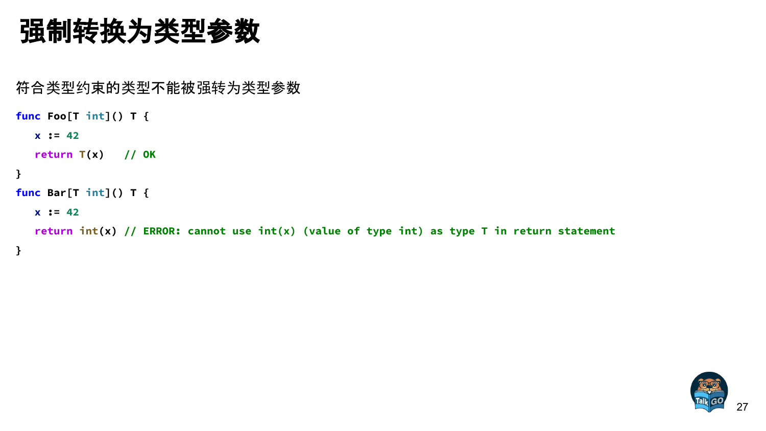# 强制转换为类型参数

符合类型约束的类型不能被强转为类型参数

```go
func Foo[T int]() T {
   x := 42
   return T(x)   // OK
}
func Bar[T int]() T {
   x := 42
   return int(x) // ERROR: cannot use int(x) (value of type int) as type T in return statement
}
```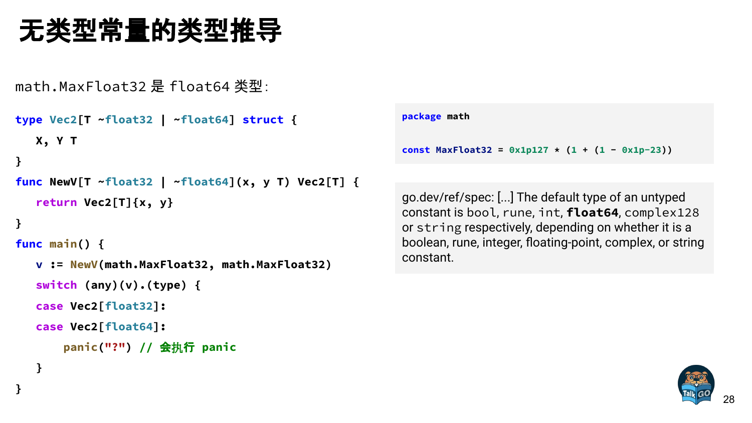# 无类型常量的类型推导

math.MaxFloat32 是 float64 类型：

```go
type Vec2[T ~float32 | ~float64] struct {
   X, Y T
}
func NewV[T ~float32 | ~float64](x, y T) Vec2[T] {
   return Vec2[T]{x, y}
}
func main() {
   v := NewV(math.MaxFloat32, math.MaxFloat32)
   switch (any)(v).(type) {
   case Vec2[float32]:
   case Vec2[float64]:
       panic("?") // 会执行 panic
   }
}
```

```go
package math

const MaxFloat32 = 0x1p127 * (1 + (1 - 0x1p-23))
```

go.dev/ref/spec: [...] The default type of an untyped constant is `bool`, `rune`, `int`, **`float64`**, `complex128` or `string` respectively, depending on whether it is a boolean, rune, integer, floating-point, complex, or string constant.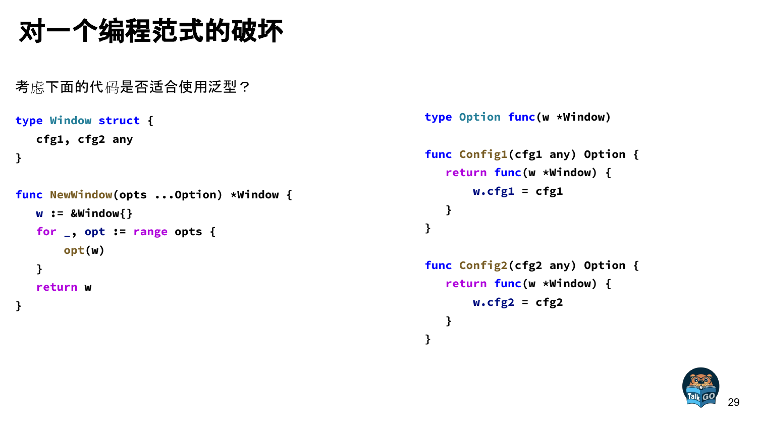# 对一个编程范式的破坏

考虑下面的代码是否适合使用泛型？

```go
type Window struct {
   cfg1, cfg2 any
}

func NewWindow(opts ...Option) *Window {
   w := &Window{}
   for _, opt := range opts {
       opt(w)
   }
   return w
}
```

```go
type Option func(w *Window)

func Config1(cfg1 any) Option {
   return func(w *Window) {
       w.cfg1 = cfg1
   }
}

func Config2(cfg2 any) Option {
   return func(w *Window) {
       w.cfg2 = cfg2
   }
}
```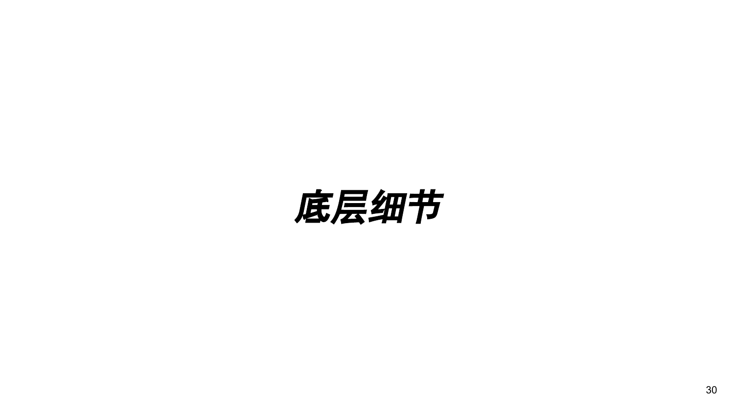# 底层细节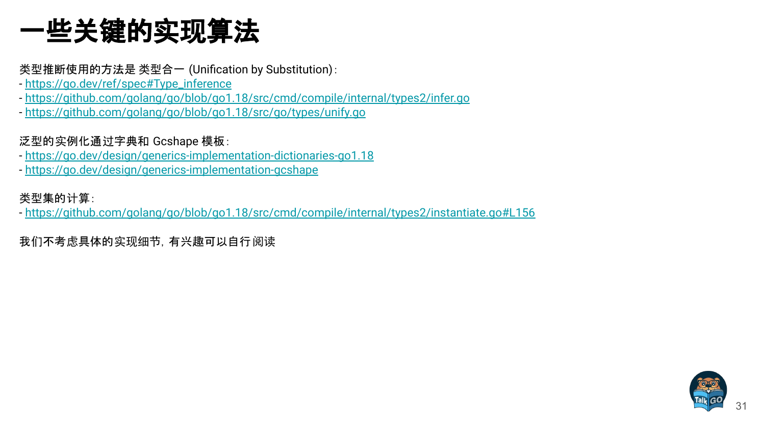# 一些关键的实现算法

类型推断使用的方法是 类型合一 (Unification by Substitution)：

- https://go.dev/ref/spec#Type_inference
- https://github.com/golang/go/blob/go1.18/src/cmd/compile/internal/types2/infer.go
- https://github.com/golang/go/blob/go1.18/src/go/types/unify.go

泛型的实例化通过字典和 Gcshape 模板：

- https://go.dev/design/generics-implementation-dictionaries-go1.18
- https://go.dev/design/generics-implementation-gcshape

类型集的计算：

- https://github.com/golang/go/blob/go1.18/src/cmd/compile/internal/types2/instantiate.go#L156

我们不考虑具体的实现细节，有兴趣可以自行阅读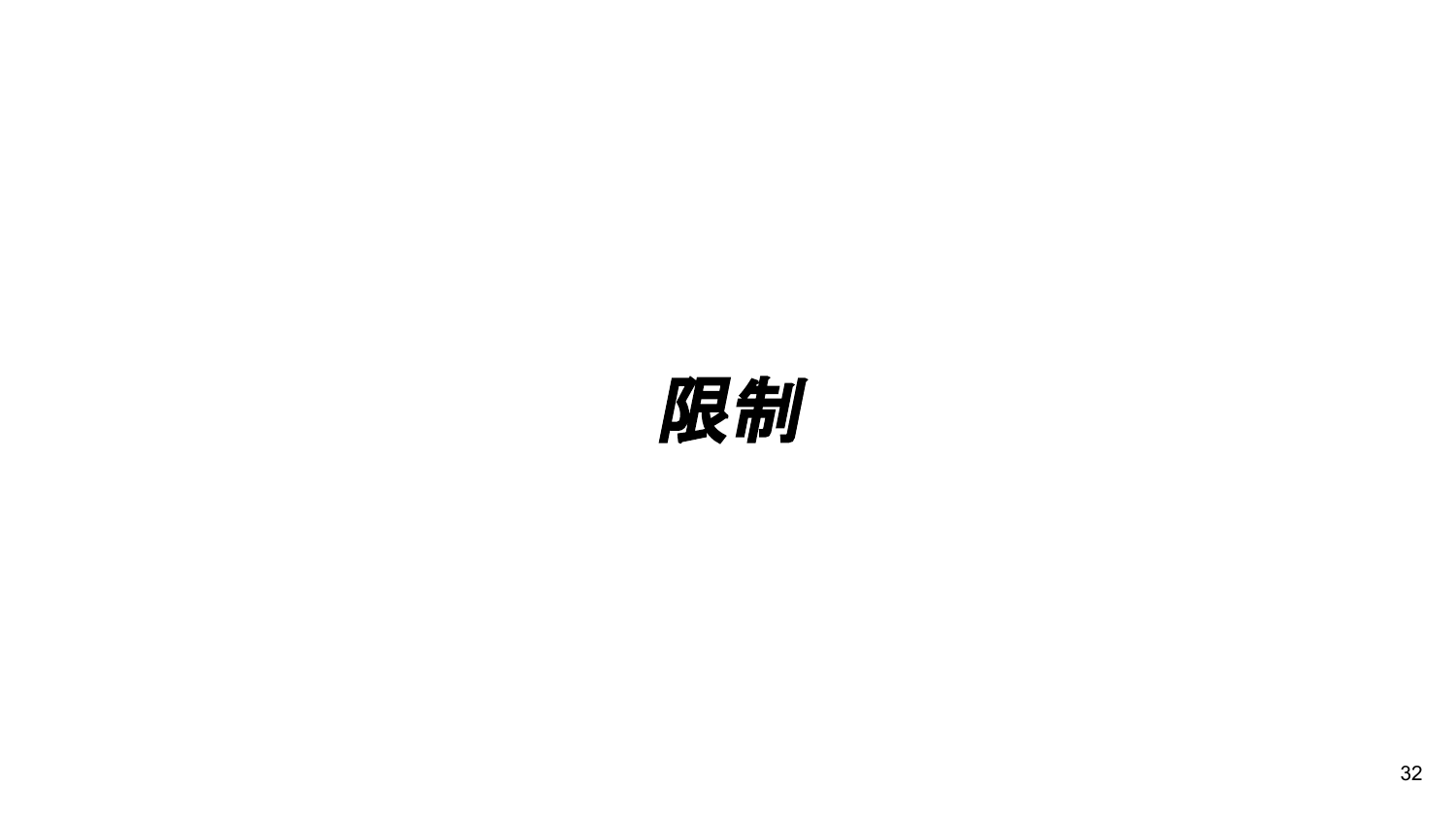# ***限制***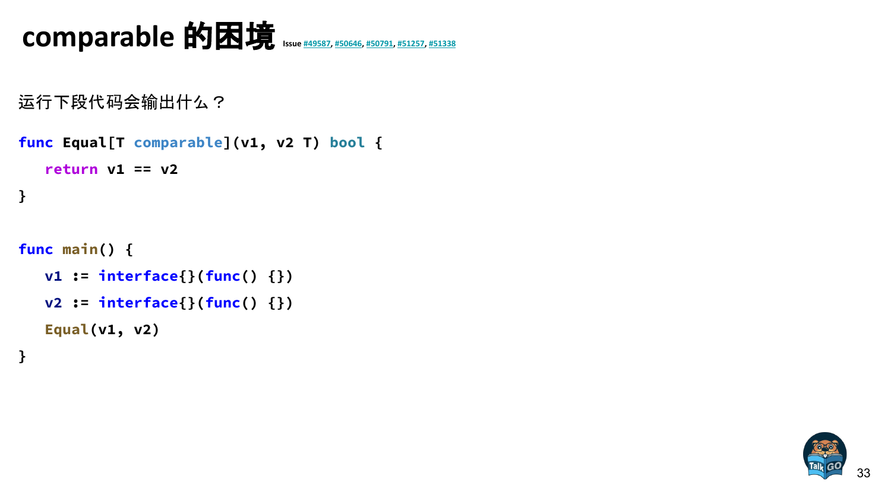# comparable 的困境 Issue #49587, #50646, #50791, #51257, #51338

运行下段代码会输出什么？

```go
func Equal[T comparable](v1, v2 T) bool {
   return v1 == v2
}

func main() {
   v1 := interface{}(func() {})
   v2 := interface{}(func() {})
   Equal(v1, v2)
}
```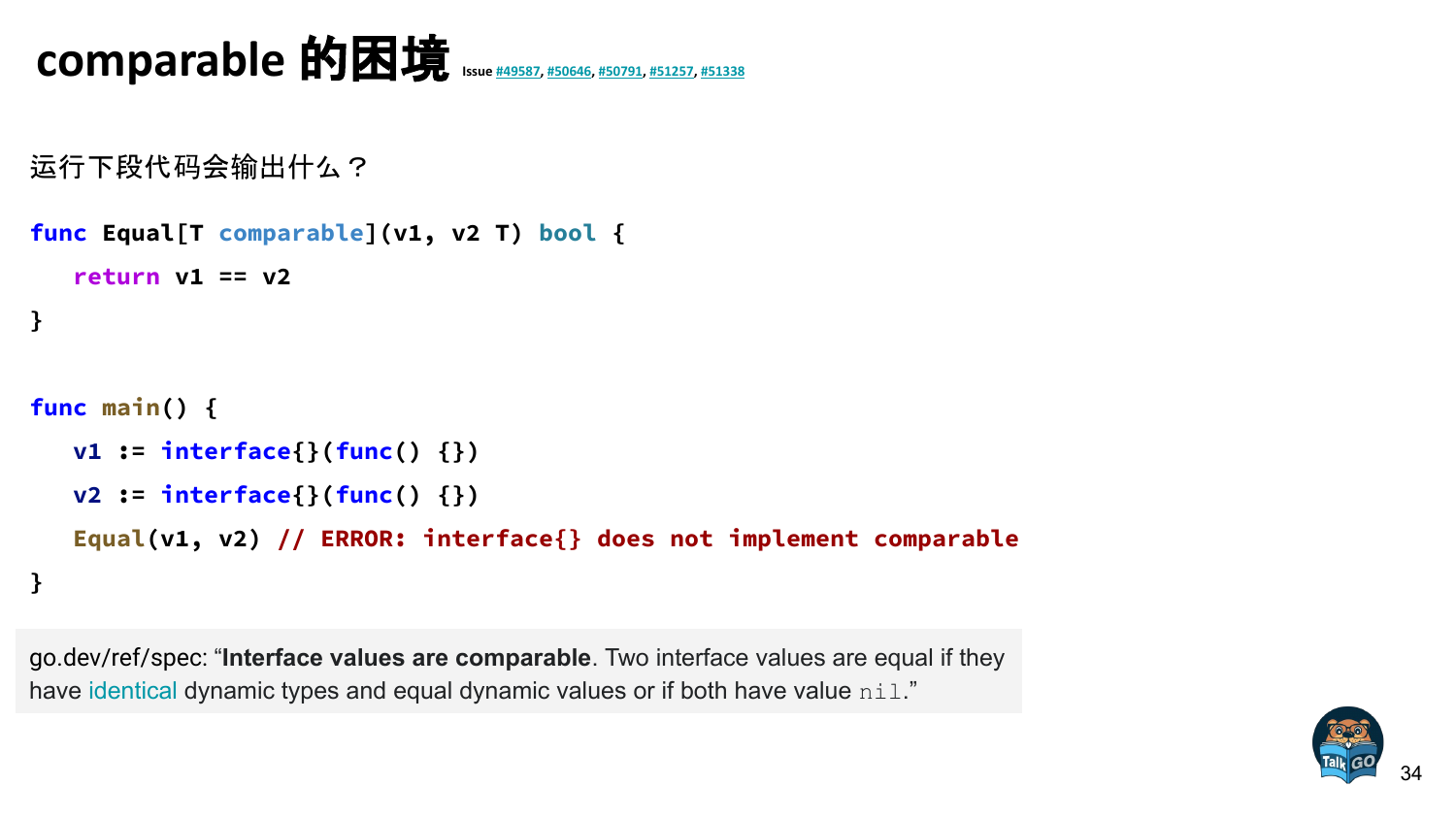# comparable 的困境

Issue #49587, #50646, #50791, #51257, #51338

运行下段代码会输出什么？

```go
func Equal[T comparable](v1, v2 T) bool {
   return v1 == v2
}

func main() {
   v1 := interface{}(func() {})
   v2 := interface{}(func() {})
   Equal(v1, v2) // ERROR: interface{} does not implement comparable
}
```

go.dev/ref/spec: “**Interface values are comparable**. Two interface values are equal if they have identical dynamic types and equal dynamic values or if both have value `nil`.”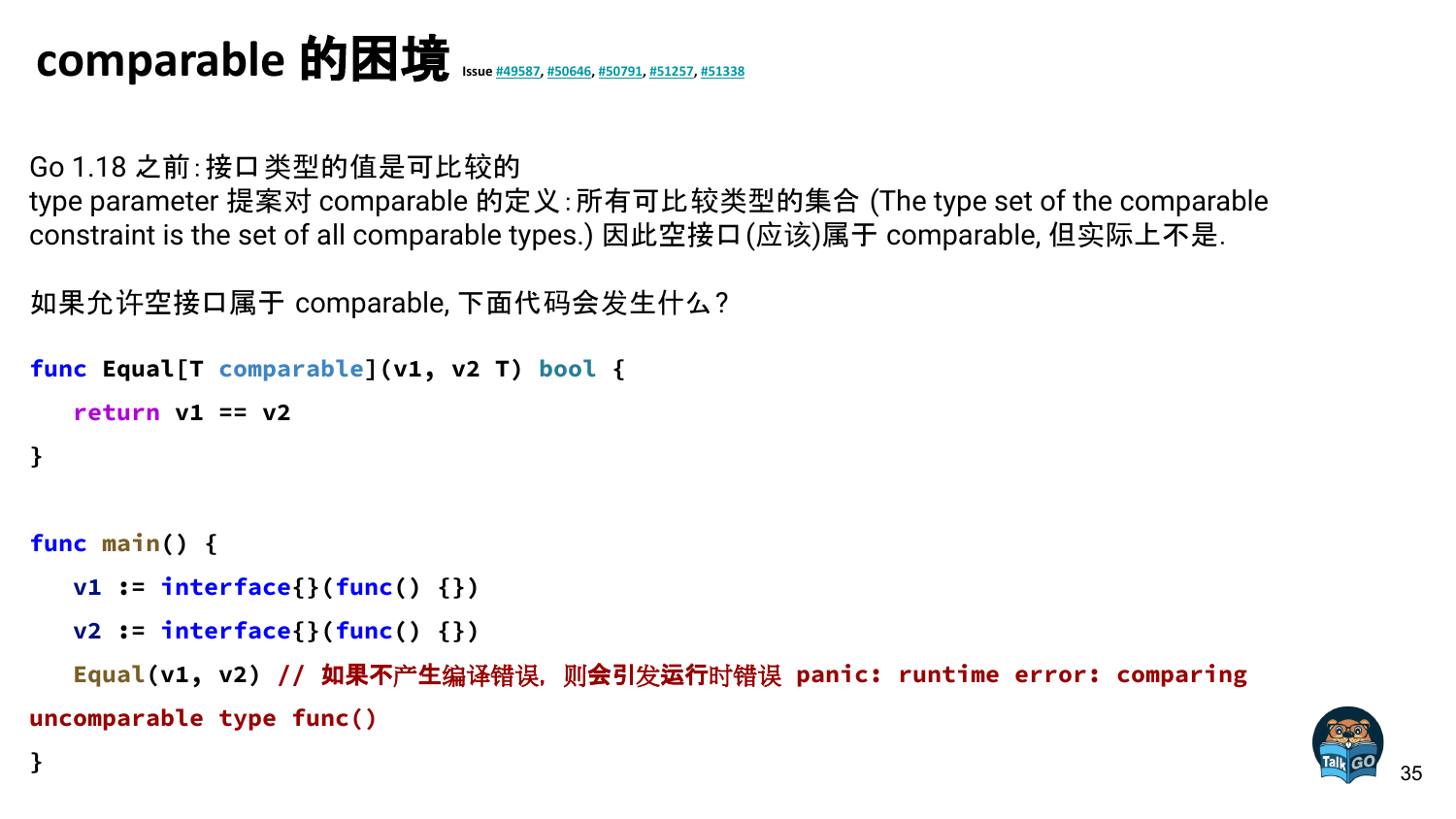# comparable 的困境 Issue #49587, #50646, #50791, #51257, #51338

Go 1.18 之前：接口类型的值是可比较的
type parameter 提案对 comparable 的定义：所有可比较类型的集合 (The type set of the comparable constraint is the set of all comparable types.) 因此空接口(应该)属于 comparable, 但实际上不是.

如果允许空接口属于 comparable, 下面代码会发生什么？

```go
func Equal[T comparable](v1, v2 T) bool {
   return v1 == v2
}

func main() {
   v1 := interface{}(func() {})
   v2 := interface{}(func() {})
   Equal(v1, v2) // 如果不产生编译错误，则会引发运行时错误 panic: runtime error: comparing uncomparable type func()
}
```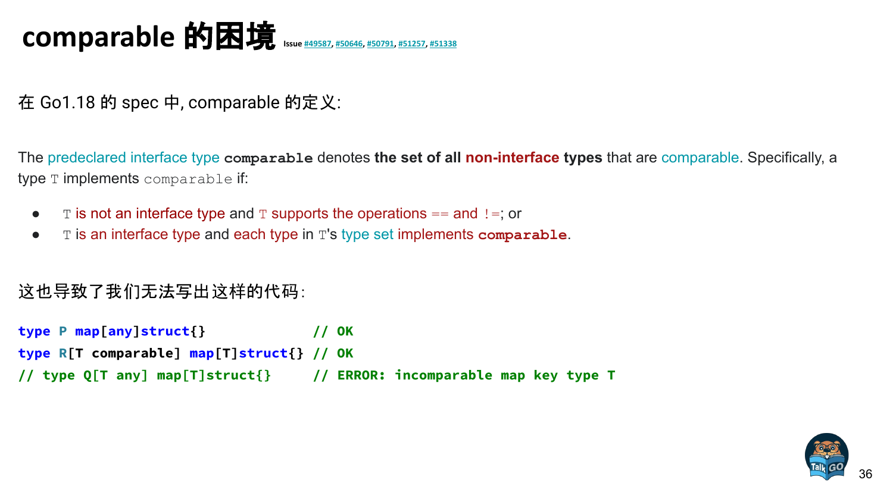# comparable 的困境 Issue #49587, #50646, #50791, #51257, #51338

在 Go1.18 的 spec 中, comparable 的定义:

The predeclared interface type **`comparable`** denotes **the set of all non-interface types** that are comparable. Specifically, a type `T` implements `comparable` if:

- `T` is not an interface type and `T` supports the operations `==` and `!=`; or
- `T` is an interface type and each type in `T`'s type set implements **`comparable`**.

这也导致了我们无法写出这样的代码:

```go
type P map[any]struct{}             // OK
type R[T comparable] map[T]struct{} // OK
// type Q[T any] map[T]struct{}     // ERROR: incomparable map key type T
```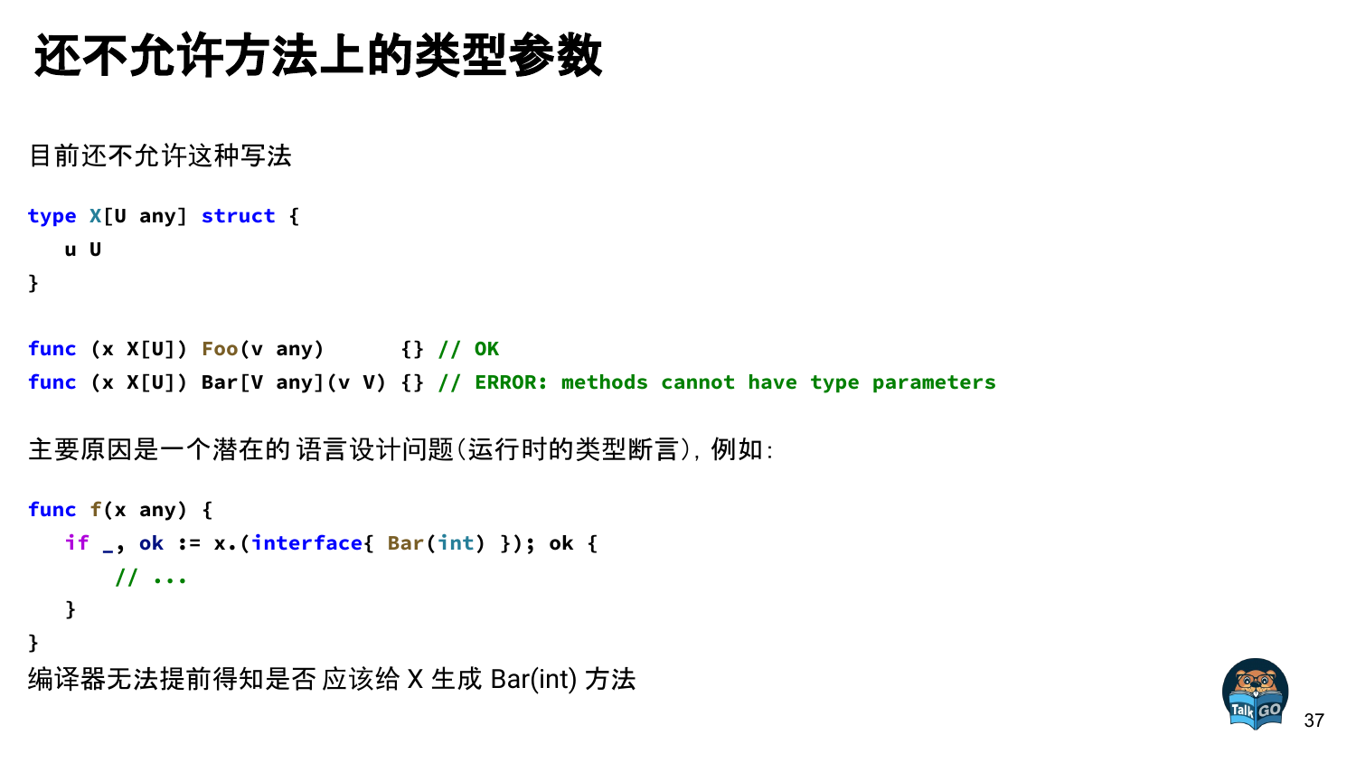# 还不允许方法上的类型参数

目前还不允许这种写法

```go
type X[U any] struct {
   u U
}

func (x X[U]) Foo(v any)      {} // OK
func (x X[U]) Bar[V any](v V) {} // ERROR: methods cannot have type parameters
```

主要原因是一个潜在的 语言设计问题（运行时的类型断言），例如：

```go
func f(x any) {
   if _, ok := x.(interface{ Bar(int) }); ok {
      // ...
   }
}
```

编译器无法提前得知是否 应该给 X 生成 Bar(int) 方法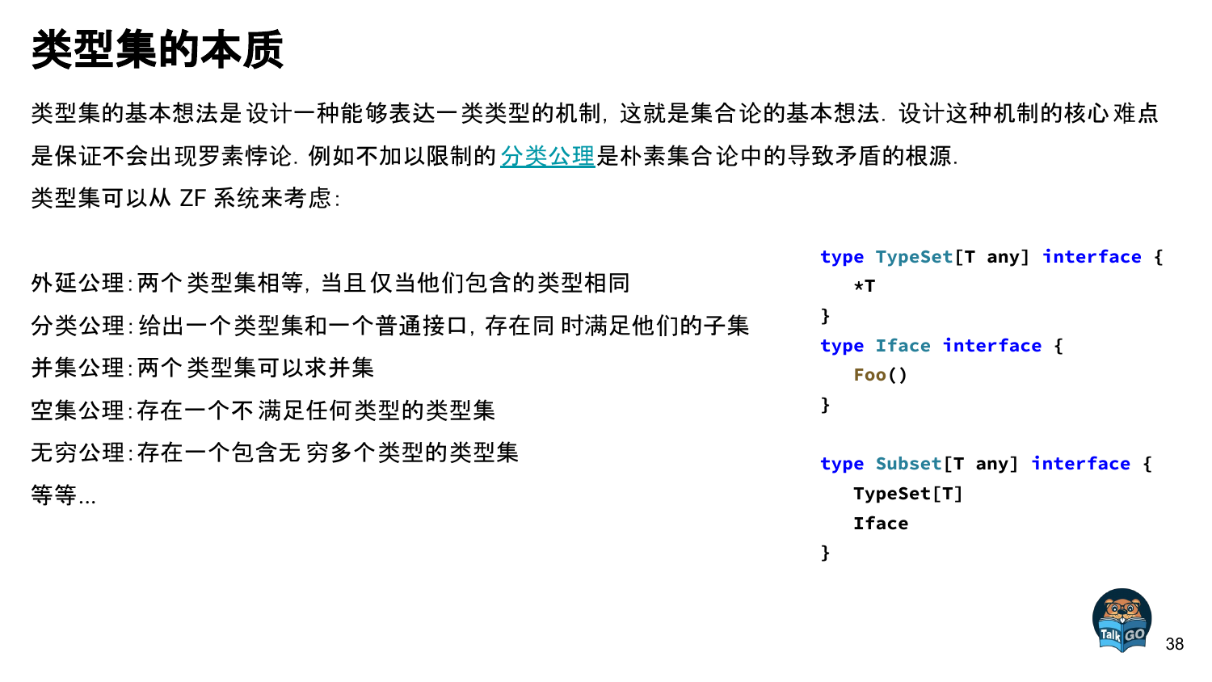# 类型集的本质

类型集的基本想法是设计一种能够表达一类类型的机制，这就是集合论的基本想法. 设计这种机制的核心难点是保证不会出现罗素悖论. 例如不加以限制的[分类公理](#)是朴素集合论中的导致矛盾的根源.

类型集可以从 ZF 系统来考虑:

外延公理: 两个类型集相等，当且仅当他们包含的类型相同

分类公理: 给出一个类型集和一个普通接口，存在同时满足他们的子集

并集公理: 两个类型集可以求并集

空集公理: 存在一个不满足任何类型的类型集

无穷公理: 存在一个包含无穷多个类型的类型集

等等...

```go
type TypeSet[T any] interface {
    *T
}
type Iface interface {
    Foo()
}

type Subset[T any] interface {
    TypeSet[T]
    Iface
}
```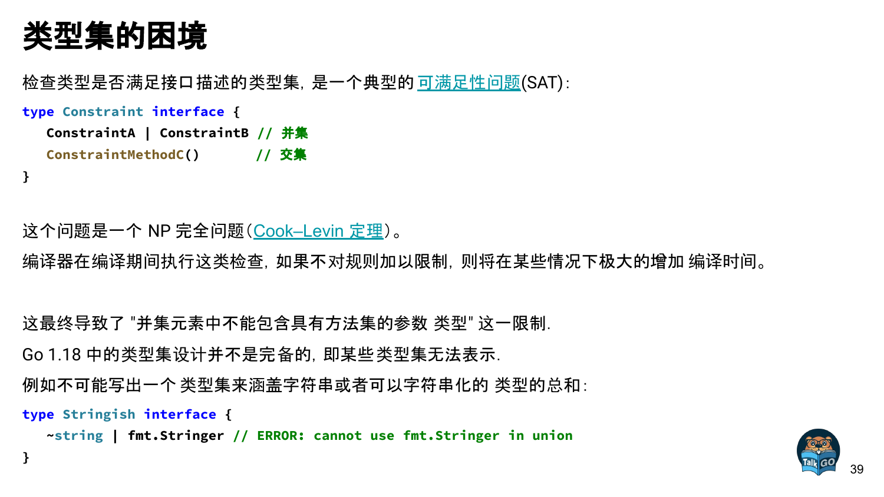# 类型集的困境

检查类型是否满足接口描述的类型集，是一个典型的 可满足性问题(SAT)：

```
type Constraint interface {
   ConstraintA | ConstraintB // 并集
   ConstraintMethodC()       // 交集
}
```

这个问题是一个 NP 完全问题（Cook–Levin 定理）。

编译器在编译期间执行这类检查，如果不对规则加以限制，则将在某些情况下极大的增加 编译时间。

这最终导致了 "并集元素中不能包含具有方法集的参数 类型" 这一限制.

Go 1.18 中的类型集设计并不是完备的，即某些类型集无法表示.

例如不可能写出一个 类型集来涵盖字符串或者可以字符串化的 类型的总和：

```
type Stringish interface {
   ~string | fmt.Stringer // ERROR: cannot use fmt.Stringer in union
}
```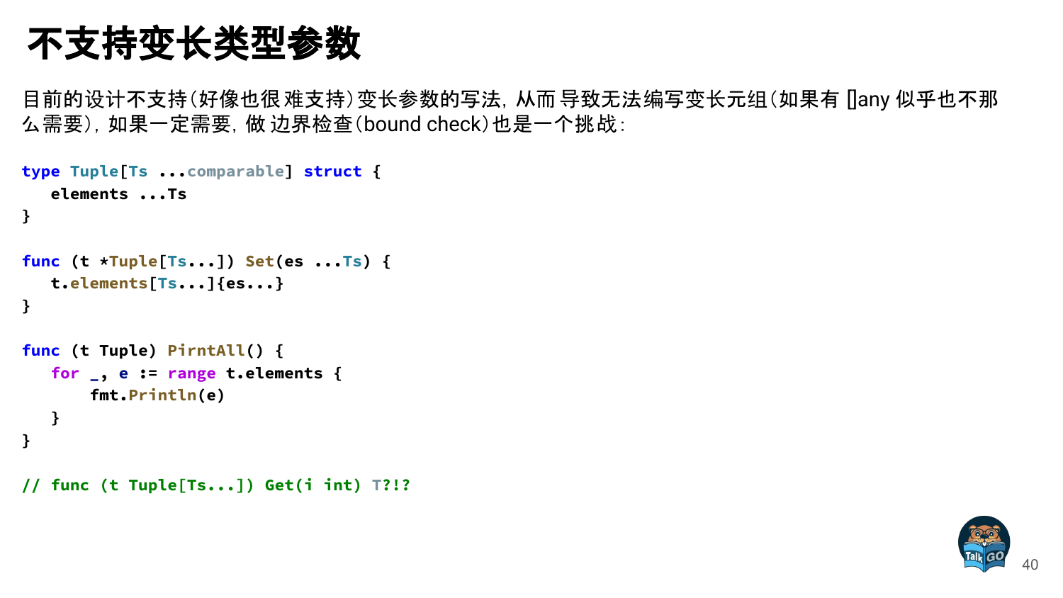# 不支持变长类型参数

目前的设计不支持(好像也很 难支持)变长参数的写法，从而 导致无法编写变长元组(如果有 []any 似乎也不那么需要)，如果一定需要，做 边界检查(bound check)也是一个挑战：

```
type Tuple[Ts ...comparable] struct {
   elements ...Ts
}

func (t *Tuple[Ts...]) Set(es ...Ts) {
   t.elements[Ts...]{es...}
}

func (t Tuple) PirntAll() {
   for _, e := range t.elements {
       fmt.Println(e)
   }
}

// func (t Tuple[Ts...]) Get(i int) T?!?
```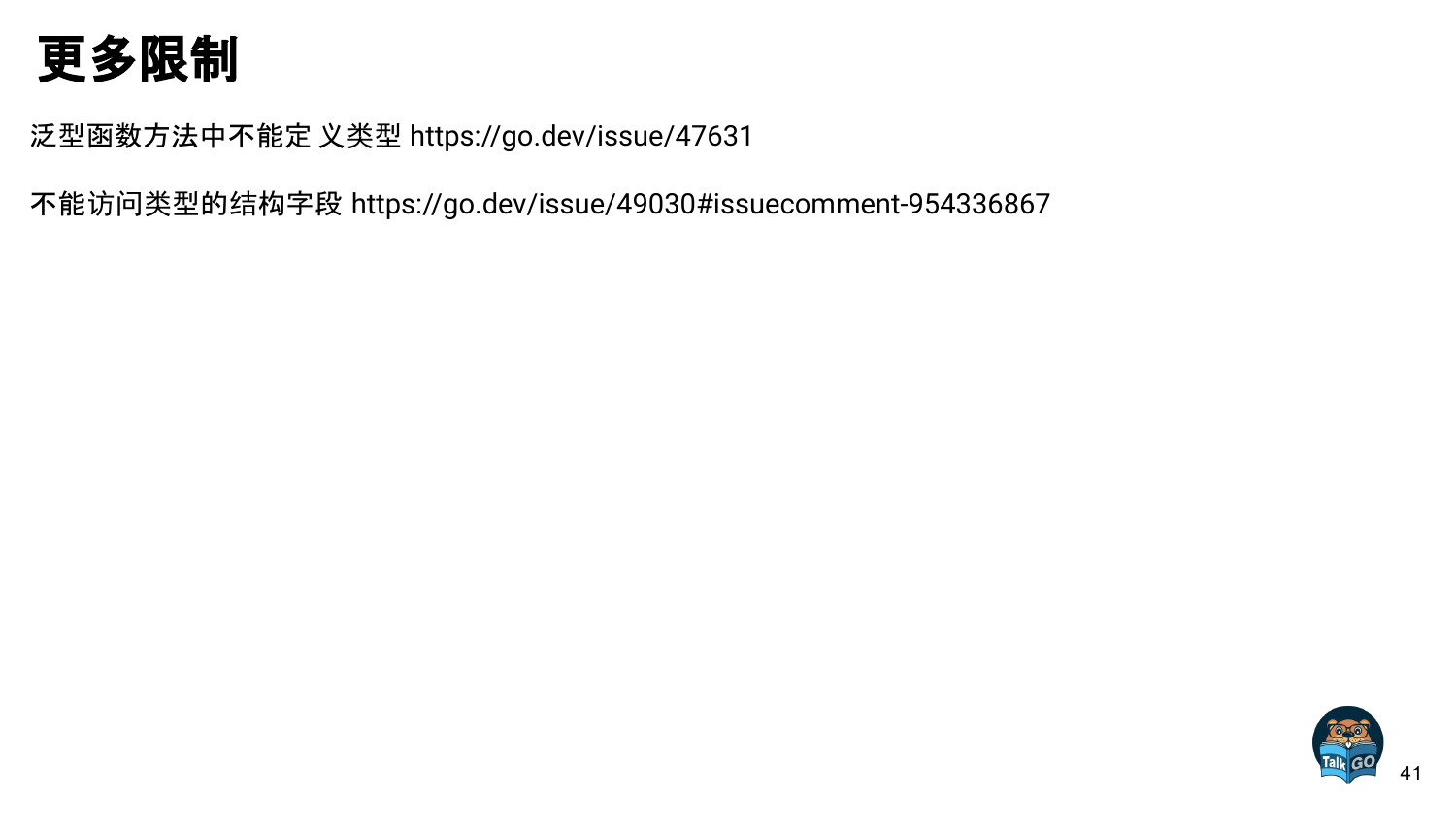# 更多限制

泛型函数方法中不能定 义类型 https://go.dev/issue/47631

不能访问类型的结构字段 https://go.dev/issue/49030#issuecomment-954336867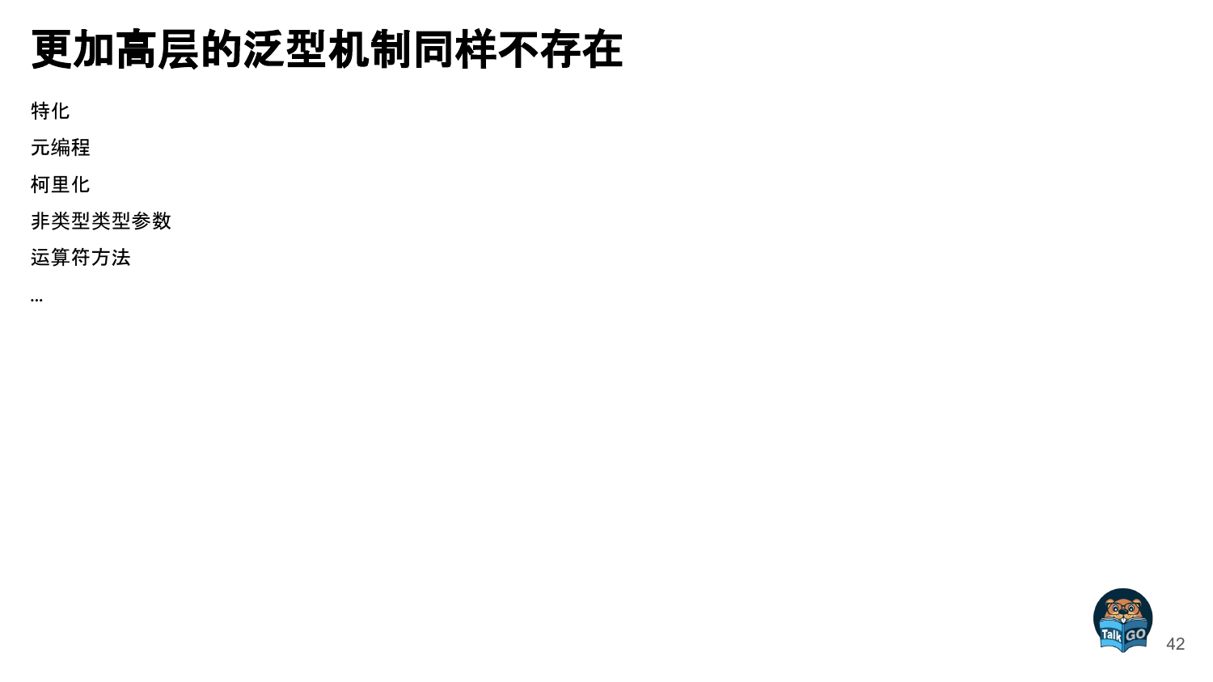# 更加高层的泛型机制同样不存在

特化

元编程

柯里化

非类型类型参数

运算符方法

...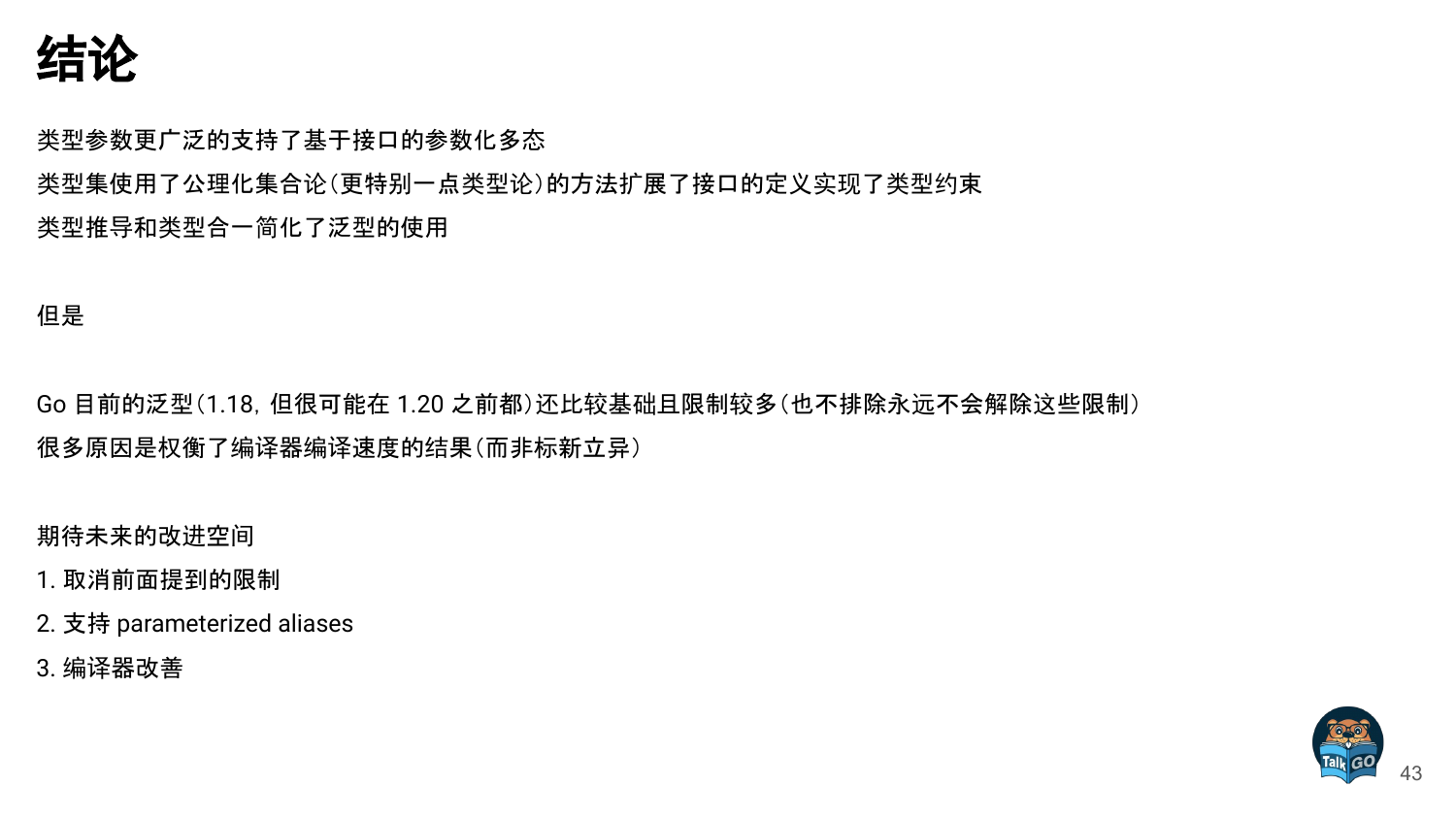# 结论

类型参数更广泛的支持了基于接口的参数化多态

类型集使用了公理化集合论（更特别一点类型论）的方法扩展了接口的定义实现了类型约束

类型推导和类型合一简化了泛型的使用

但是

Go 目前的泛型（1.18，但很可能在 1.20 之前都）还比较基础且限制较多（也不排除永远不会解除这些限制）

很多原因是权衡了编译器编译速度的结果（而非标新立异）

期待未来的改进空间

1. 取消前面提到的限制
2. 支持 parameterized aliases
3. 编译器改善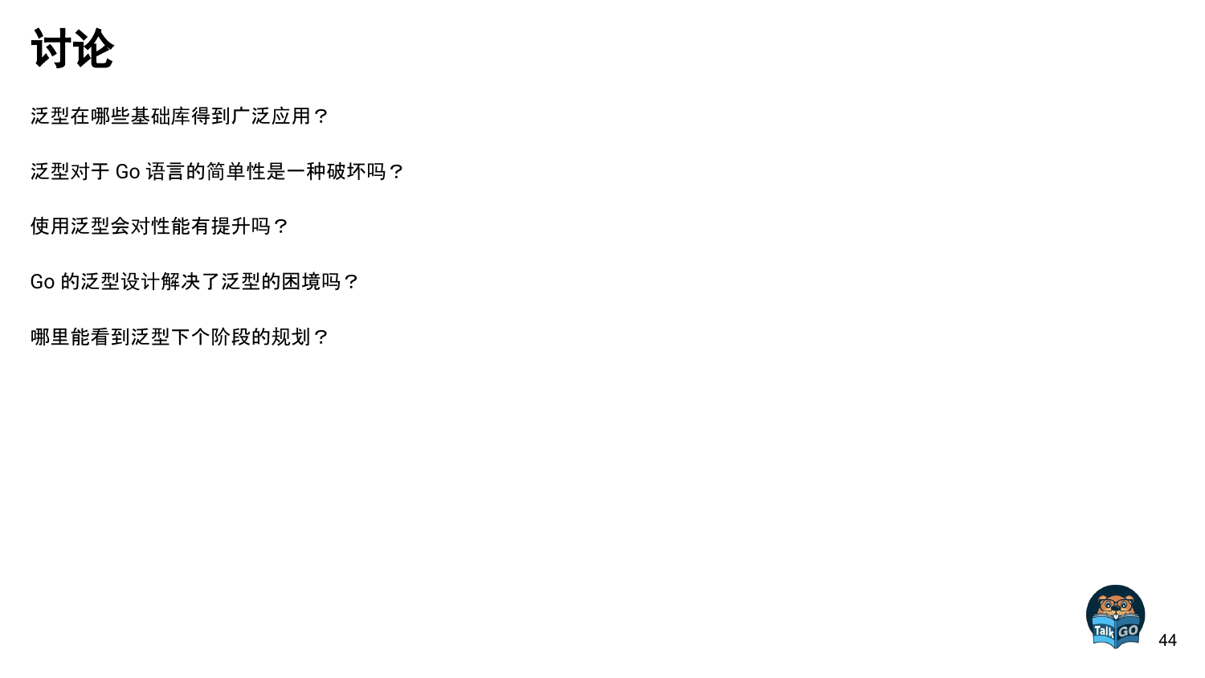# 讨论

泛型在哪些基础库得到广泛应用？

泛型对于 Go 语言的简单性是一种破坏吗？

使用泛型会对性能有提升吗？

Go 的泛型设计解决了泛型的困境吗？

哪里能看到泛型下个阶段的规划？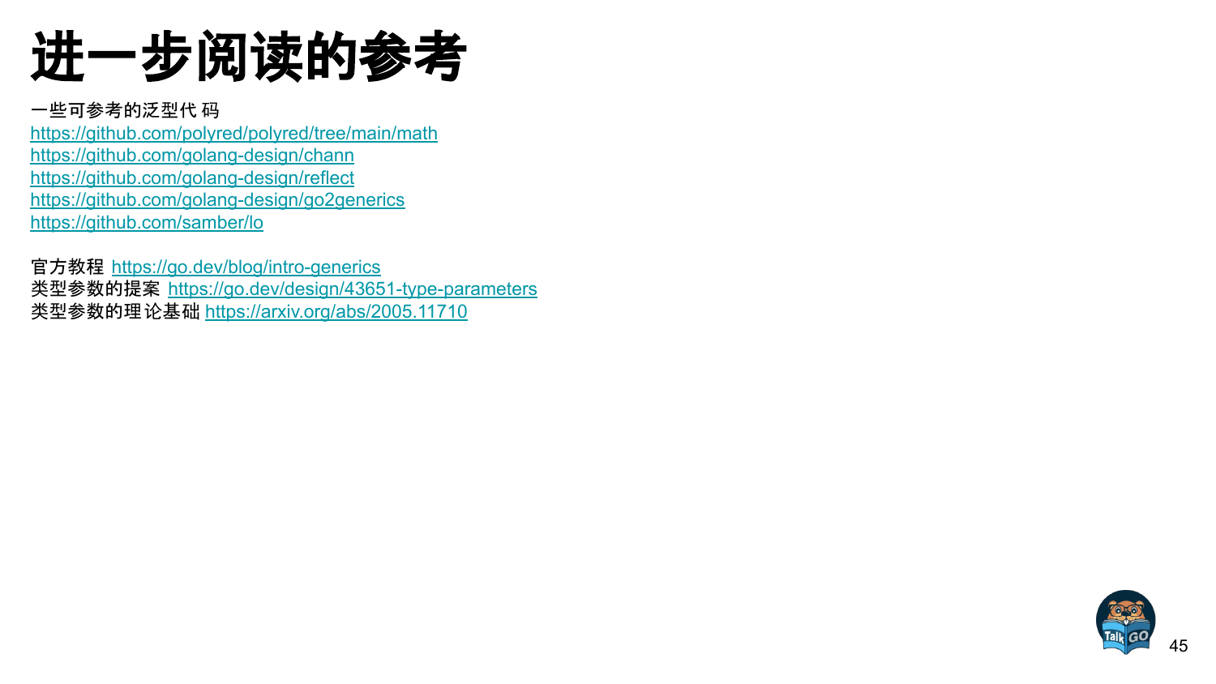# 进一步阅读的参考

一些可参考的泛型代 码

https://github.com/polyred/polyred/tree/main/math
https://github.com/golang-design/chann
https://github.com/golang-design/reflect
https://github.com/golang-design/go2generics
https://github.com/samber/lo

官方教程 https://go.dev/blog/intro-generics
类型参数的提案 https://go.dev/design/43651-type-parameters
类型参数的理论基础 https://arxiv.org/abs/2005.11710